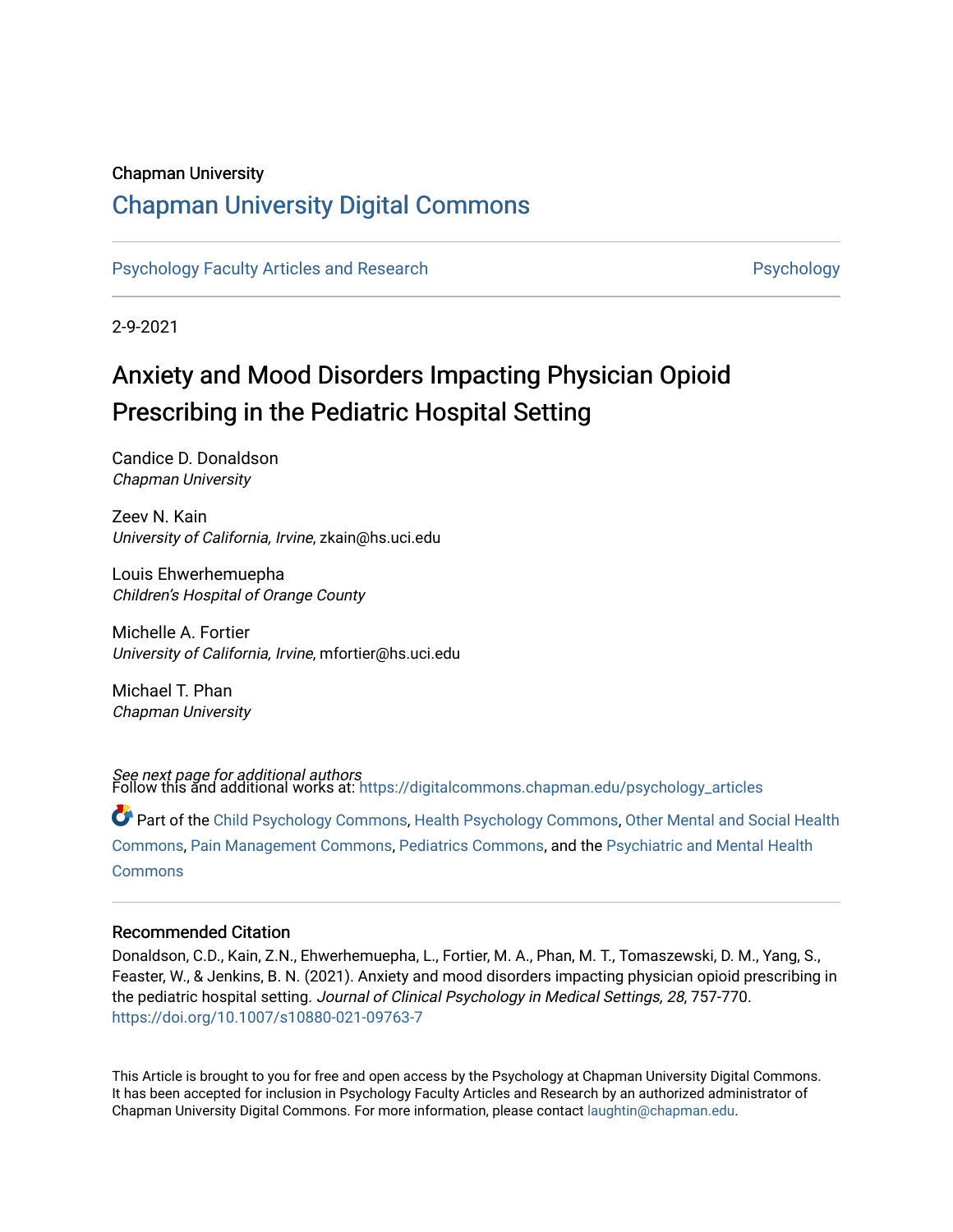Chapman University

# Chapman University Digital Commons

Psychology Faculty Articles and Research | Psychology

2-9-2021

## Anxiety and Mood Disorders Impacting Physician Opioid Prescribing in the Pediatric Hospital Setting

Candice D. Donaldson
*Chapman University*

Zeev N. Kain
*University of California, Irvine*, zkain@hs.uci.edu

Louis Ehwerhemuepha
*Children's Hospital of Orange County*

Michelle A. Fortier
*University of California, Irvine*, mfortier@hs.uci.edu

Michael T. Phan
*Chapman University*

*See next page for additional authors*

Follow this and additional works at: https://digitalcommons.chapman.edu/psychology_articles

Part of the Child Psychology Commons, Health Psychology Commons, Other Mental and Social Health Commons, Pain Management Commons, Pediatrics Commons, and the Psychiatric and Mental Health Commons

### Recommended Citation

Donaldson, C.D., Kain, Z.N., Ehwerhemuepha, L., Fortier, M. A., Phan, M. T., Tomaszewski, D. M., Yang, S., Feaster, W., & Jenkins, B. N. (2021). Anxiety and mood disorders impacting physician opioid prescribing in the pediatric hospital setting. *Journal of Clinical Psychology in Medical Settings, 28*, 757-770. https://doi.org/10.1007/s10880-021-09763-7

This Article is brought to you for free and open access by the Psychology at Chapman University Digital Commons. It has been accepted for inclusion in Psychology Faculty Articles and Research by an authorized administrator of Chapman University Digital Commons. For more information, please contact laughtin@chapman.edu.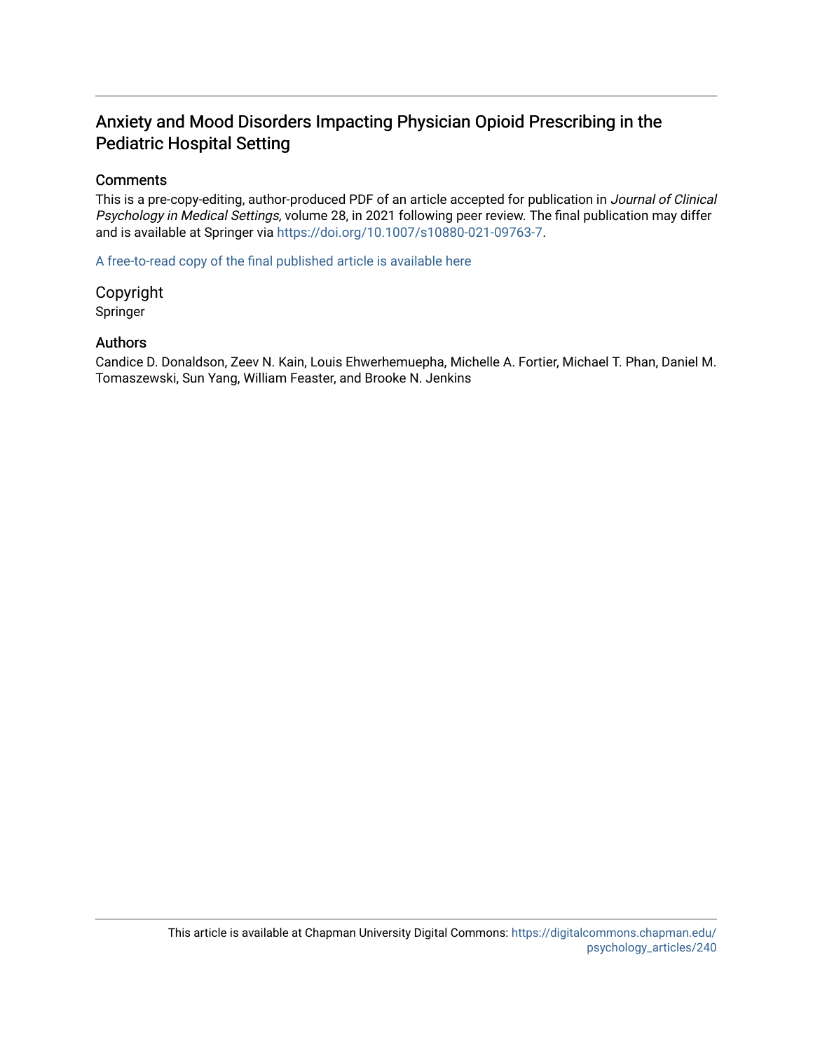# Anxiety and Mood Disorders Impacting Physician Opioid Prescribing in the Pediatric Hospital Setting

## Comments

This is a pre-copy-editing, author-produced PDF of an article accepted for publication in *Journal of Clinical Psychology in Medical Settings,* volume 28, in 2021 following peer review. The final publication may differ and is available at Springer via https://doi.org/10.1007/s10880-021-09763-7.

A free-to-read copy of the final published article is available here

## Copyright

Springer

## Authors

Candice D. Donaldson, Zeev N. Kain, Louis Ehwerhemuepha, Michelle A. Fortier, Michael T. Phan, Daniel M. Tomaszewski, Sun Yang, William Feaster, and Brooke N. Jenkins

This article is available at Chapman University Digital Commons: https://digitalcommons.chapman.edu/psychology_articles/240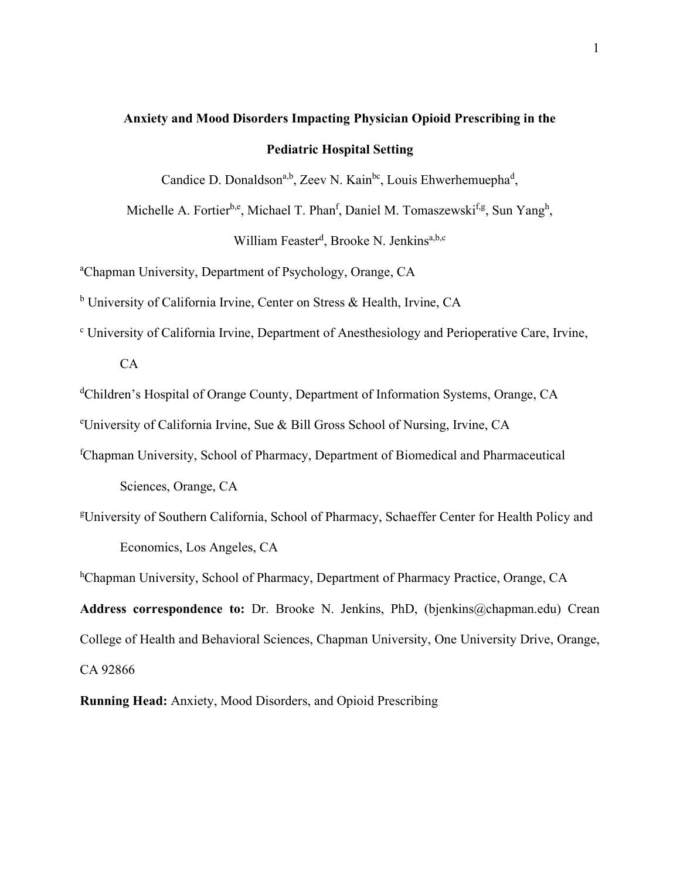# Anxiety and Mood Disorders Impacting Physician Opioid Prescribing in the Pediatric Hospital Setting

Candice D. Donaldson[a,b], Zeev N. Kain[bc], Louis Ehwerhemuepha[d],

Michelle A. Fortier[b,e], Michael T. Phan[f], Daniel M. Tomaszewski[f,g], Sun Yang[h],

William Feaster[d], Brooke N. Jenkins[a,b,c]

[a]Chapman University, Department of Psychology, Orange, CA

[b] University of California Irvine, Center on Stress & Health, Irvine, CA

[c] University of California Irvine, Department of Anesthesiology and Perioperative Care, Irvine, CA

[d]Children's Hospital of Orange County, Department of Information Systems, Orange, CA

[e]University of California Irvine, Sue & Bill Gross School of Nursing, Irvine, CA

[f]Chapman University, School of Pharmacy, Department of Biomedical and Pharmaceutical Sciences, Orange, CA

[g]University of Southern California, School of Pharmacy, Schaeffer Center for Health Policy and Economics, Los Angeles, CA

[h]Chapman University, School of Pharmacy, Department of Pharmacy Practice, Orange, CA

**Address correspondence to:** Dr. Brooke N. Jenkins, PhD, (bjenkins@chapman.edu) Crean College of Health and Behavioral Sciences, Chapman University, One University Drive, Orange, CA 92866

**Running Head:** Anxiety, Mood Disorders, and Opioid Prescribing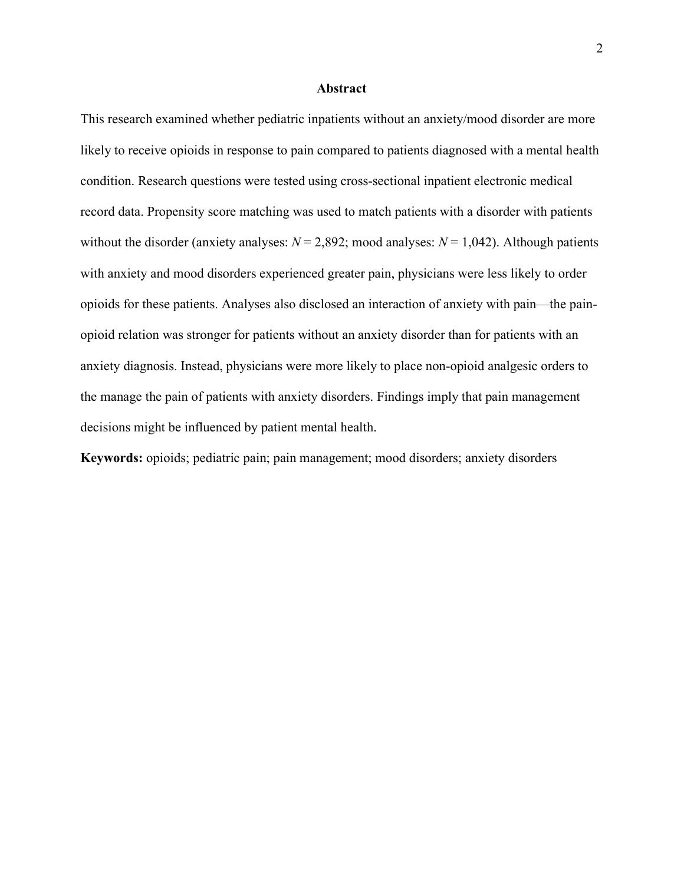## Abstract

This research examined whether pediatric inpatients without an anxiety/mood disorder are more likely to receive opioids in response to pain compared to patients diagnosed with a mental health condition. Research questions were tested using cross-sectional inpatient electronic medical record data. Propensity score matching was used to match patients with a disorder with patients without the disorder (anxiety analyses: $N = 2{,}892$; mood analyses: $N = 1{,}042$). Although patients with anxiety and mood disorders experienced greater pain, physicians were less likely to order opioids for these patients. Analyses also disclosed an interaction of anxiety with pain—the pain-opioid relation was stronger for patients without an anxiety disorder than for patients with an anxiety diagnosis. Instead, physicians were more likely to place non-opioid analgesic orders to the manage the pain of patients with anxiety disorders. Findings imply that pain management decisions might be influenced by patient mental health.

**Keywords:** opioids; pediatric pain; pain management; mood disorders; anxiety disorders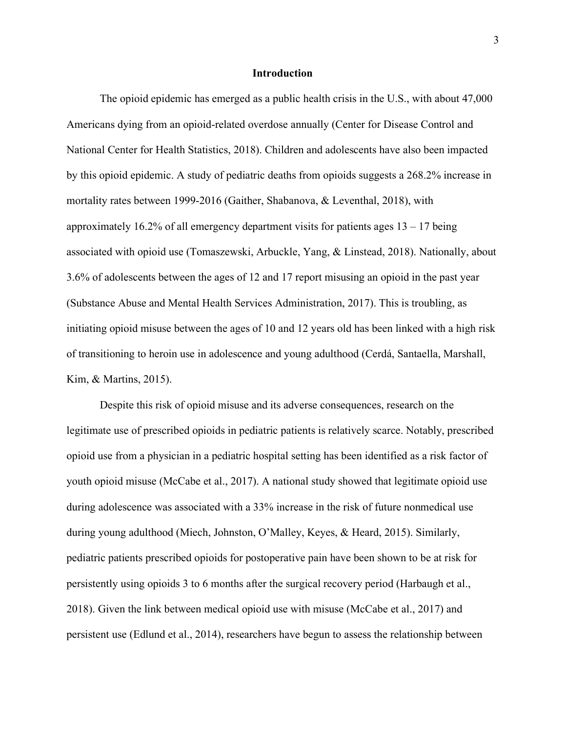## Introduction

The opioid epidemic has emerged as a public health crisis in the U.S., with about 47,000 Americans dying from an opioid-related overdose annually (Center for Disease Control and National Center for Health Statistics, 2018). Children and adolescents have also been impacted by this opioid epidemic. A study of pediatric deaths from opioids suggests a 268.2% increase in mortality rates between 1999-2016 (Gaither, Shabanova, & Leventhal, 2018), with approximately 16.2% of all emergency department visits for patients ages 13 – 17 being associated with opioid use (Tomaszewski, Arbuckle, Yang, & Linstead, 2018). Nationally, about 3.6% of adolescents between the ages of 12 and 17 report misusing an opioid in the past year (Substance Abuse and Mental Health Services Administration, 2017). This is troubling, as initiating opioid misuse between the ages of 10 and 12 years old has been linked with a high risk of transitioning to heroin use in adolescence and young adulthood (Cerdá, Santaella, Marshall, Kim, & Martins, 2015).

Despite this risk of opioid misuse and its adverse consequences, research on the legitimate use of prescribed opioids in pediatric patients is relatively scarce. Notably, prescribed opioid use from a physician in a pediatric hospital setting has been identified as a risk factor of youth opioid misuse (McCabe et al., 2017). A national study showed that legitimate opioid use during adolescence was associated with a 33% increase in the risk of future nonmedical use during young adulthood (Miech, Johnston, O'Malley, Keyes, & Heard, 2015). Similarly, pediatric patients prescribed opioids for postoperative pain have been shown to be at risk for persistently using opioids 3 to 6 months after the surgical recovery period (Harbaugh et al., 2018). Given the link between medical opioid use with misuse (McCabe et al., 2017) and persistent use (Edlund et al., 2014), researchers have begun to assess the relationship between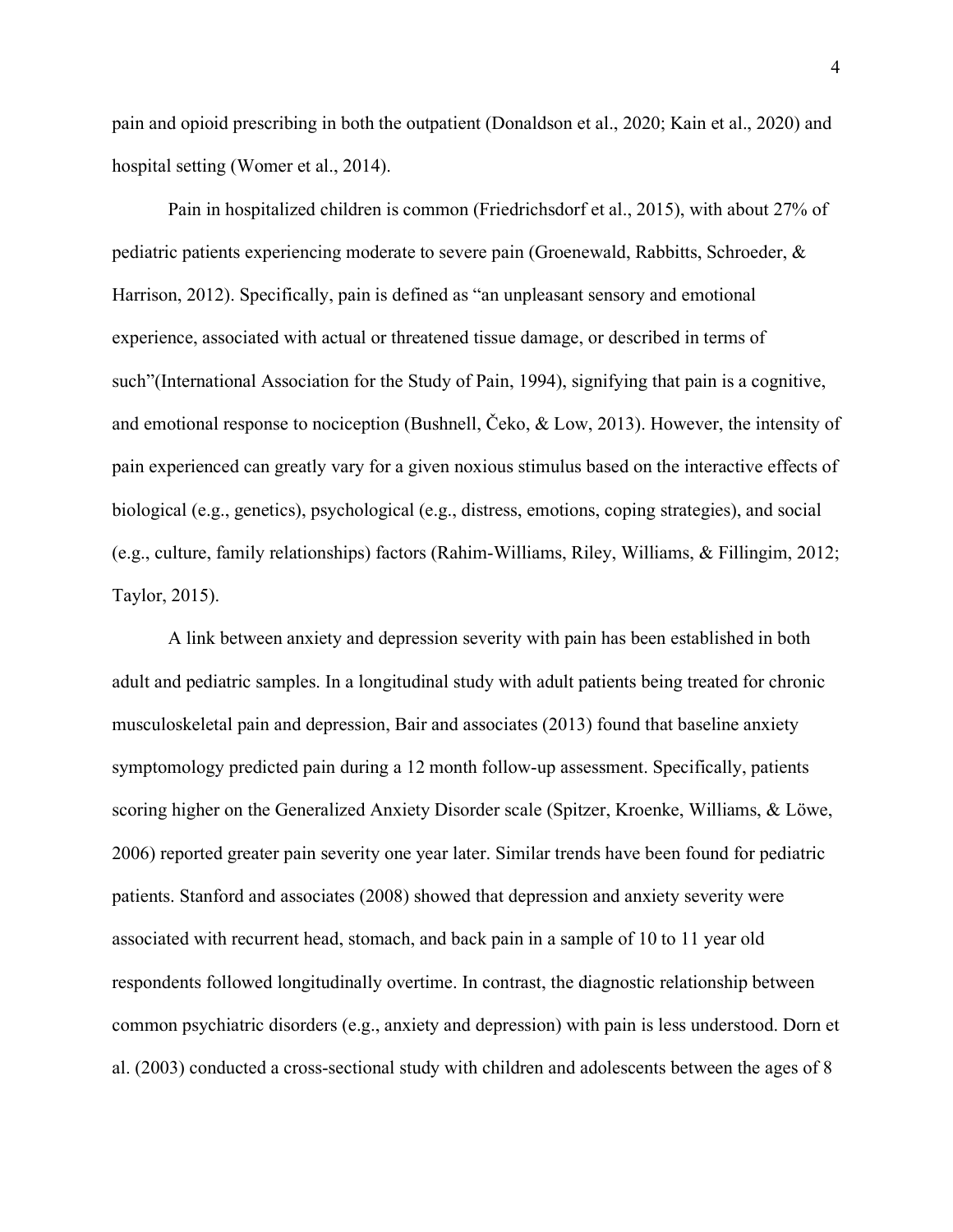pain and opioid prescribing in both the outpatient (Donaldson et al., 2020; Kain et al., 2020) and hospital setting (Womer et al., 2014).

Pain in hospitalized children is common (Friedrichsdorf et al., 2015), with about 27% of pediatric patients experiencing moderate to severe pain (Groenewald, Rabbitts, Schroeder, & Harrison, 2012). Specifically, pain is defined as "an unpleasant sensory and emotional experience, associated with actual or threatened tissue damage, or described in terms of such"(International Association for the Study of Pain, 1994), signifying that pain is a cognitive, and emotional response to nociception (Bushnell, Čeko, & Low, 2013). However, the intensity of pain experienced can greatly vary for a given noxious stimulus based on the interactive effects of biological (e.g., genetics), psychological (e.g., distress, emotions, coping strategies), and social (e.g., culture, family relationships) factors (Rahim-Williams, Riley, Williams, & Fillingim, 2012; Taylor, 2015).

A link between anxiety and depression severity with pain has been established in both adult and pediatric samples. In a longitudinal study with adult patients being treated for chronic musculoskeletal pain and depression, Bair and associates (2013) found that baseline anxiety symptomology predicted pain during a 12 month follow-up assessment. Specifically, patients scoring higher on the Generalized Anxiety Disorder scale (Spitzer, Kroenke, Williams, & Löwe, 2006) reported greater pain severity one year later. Similar trends have been found for pediatric patients. Stanford and associates (2008) showed that depression and anxiety severity were associated with recurrent head, stomach, and back pain in a sample of 10 to 11 year old respondents followed longitudinally overtime. In contrast, the diagnostic relationship between common psychiatric disorders (e.g., anxiety and depression) with pain is less understood. Dorn et al. (2003) conducted a cross-sectional study with children and adolescents between the ages of 8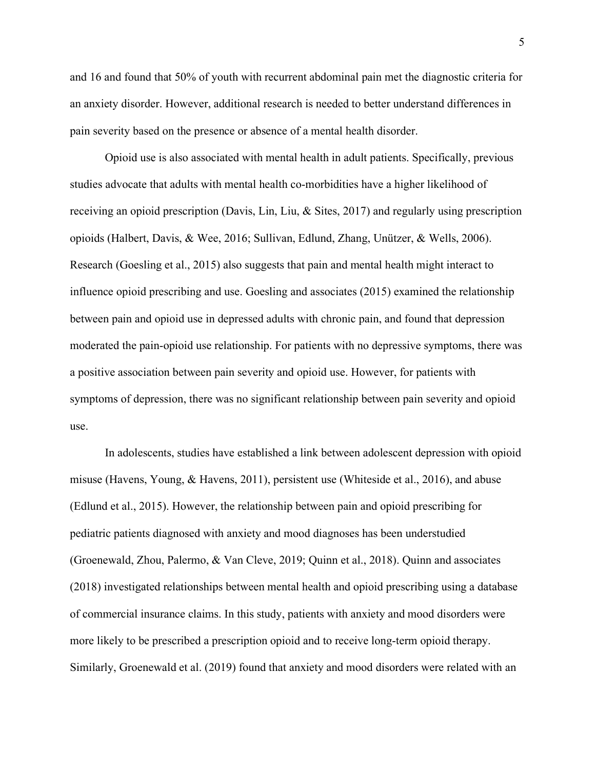and 16 and found that 50% of youth with recurrent abdominal pain met the diagnostic criteria for an anxiety disorder. However, additional research is needed to better understand differences in pain severity based on the presence or absence of a mental health disorder.

Opioid use is also associated with mental health in adult patients. Specifically, previous studies advocate that adults with mental health co-morbidities have a higher likelihood of receiving an opioid prescription (Davis, Lin, Liu, & Sites, 2017) and regularly using prescription opioids (Halbert, Davis, & Wee, 2016; Sullivan, Edlund, Zhang, Unützer, & Wells, 2006). Research (Goesling et al., 2015) also suggests that pain and mental health might interact to influence opioid prescribing and use. Goesling and associates (2015) examined the relationship between pain and opioid use in depressed adults with chronic pain, and found that depression moderated the pain-opioid use relationship. For patients with no depressive symptoms, there was a positive association between pain severity and opioid use. However, for patients with symptoms of depression, there was no significant relationship between pain severity and opioid use.

In adolescents, studies have established a link between adolescent depression with opioid misuse (Havens, Young, & Havens, 2011), persistent use (Whiteside et al., 2016), and abuse (Edlund et al., 2015). However, the relationship between pain and opioid prescribing for pediatric patients diagnosed with anxiety and mood diagnoses has been understudied (Groenewald, Zhou, Palermo, & Van Cleve, 2019; Quinn et al., 2018). Quinn and associates (2018) investigated relationships between mental health and opioid prescribing using a database of commercial insurance claims. In this study, patients with anxiety and mood disorders were more likely to be prescribed a prescription opioid and to receive long-term opioid therapy. Similarly, Groenewald et al. (2019) found that anxiety and mood disorders were related with an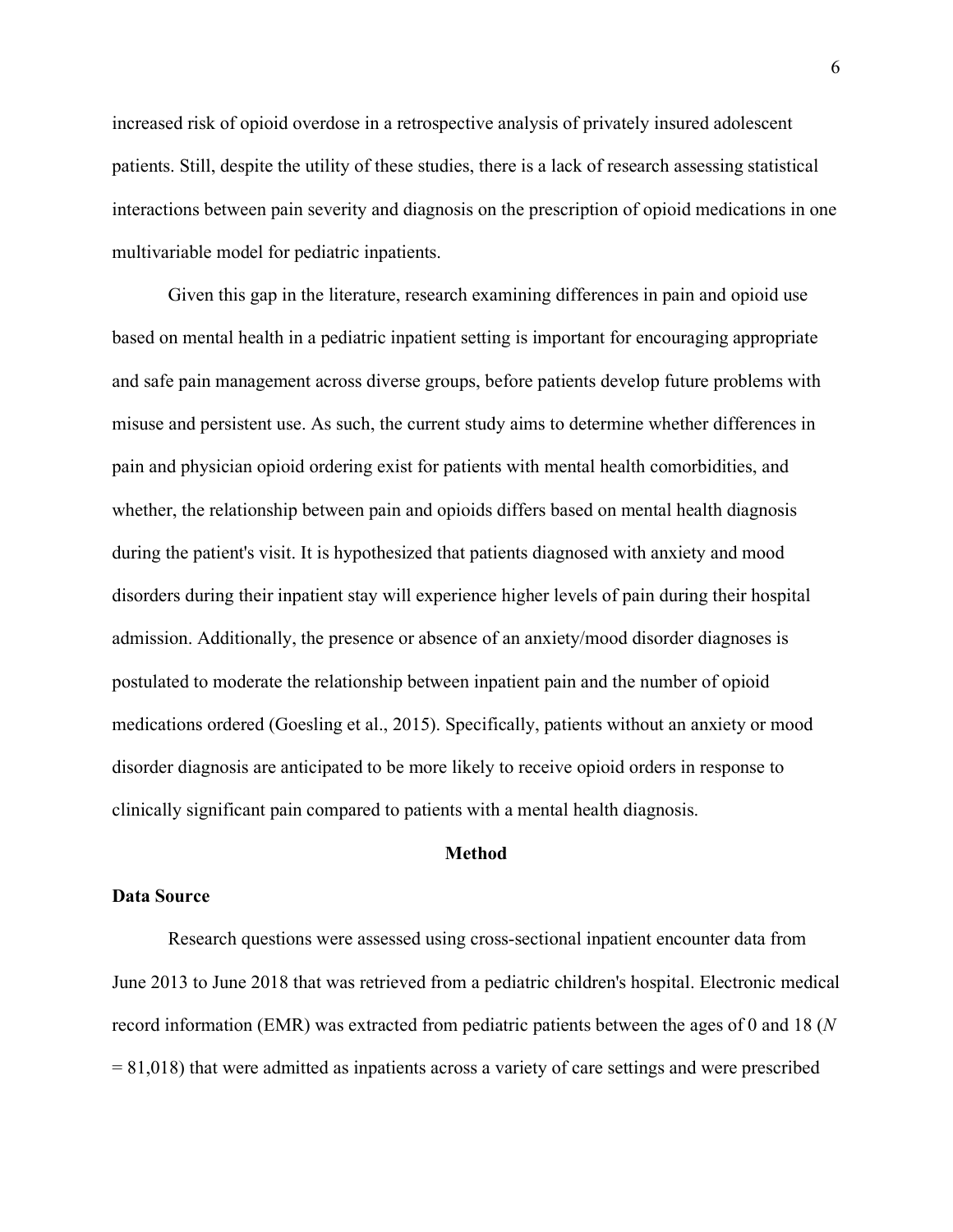increased risk of opioid overdose in a retrospective analysis of privately insured adolescent patients. Still, despite the utility of these studies, there is a lack of research assessing statistical interactions between pain severity and diagnosis on the prescription of opioid medications in one multivariable model for pediatric inpatients.

Given this gap in the literature, research examining differences in pain and opioid use based on mental health in a pediatric inpatient setting is important for encouraging appropriate and safe pain management across diverse groups, before patients develop future problems with misuse and persistent use. As such, the current study aims to determine whether differences in pain and physician opioid ordering exist for patients with mental health comorbidities, and whether, the relationship between pain and opioids differs based on mental health diagnosis during the patient's visit. It is hypothesized that patients diagnosed with anxiety and mood disorders during their inpatient stay will experience higher levels of pain during their hospital admission. Additionally, the presence or absence of an anxiety/mood disorder diagnoses is postulated to moderate the relationship between inpatient pain and the number of opioid medications ordered (Goesling et al., 2015). Specifically, patients without an anxiety or mood disorder diagnosis are anticipated to be more likely to receive opioid orders in response to clinically significant pain compared to patients with a mental health diagnosis.

## Method

### Data Source

Research questions were assessed using cross-sectional inpatient encounter data from June 2013 to June 2018 that was retrieved from a pediatric children's hospital. Electronic medical record information (EMR) was extracted from pediatric patients between the ages of 0 and 18 (*N* = 81,018) that were admitted as inpatients across a variety of care settings and were prescribed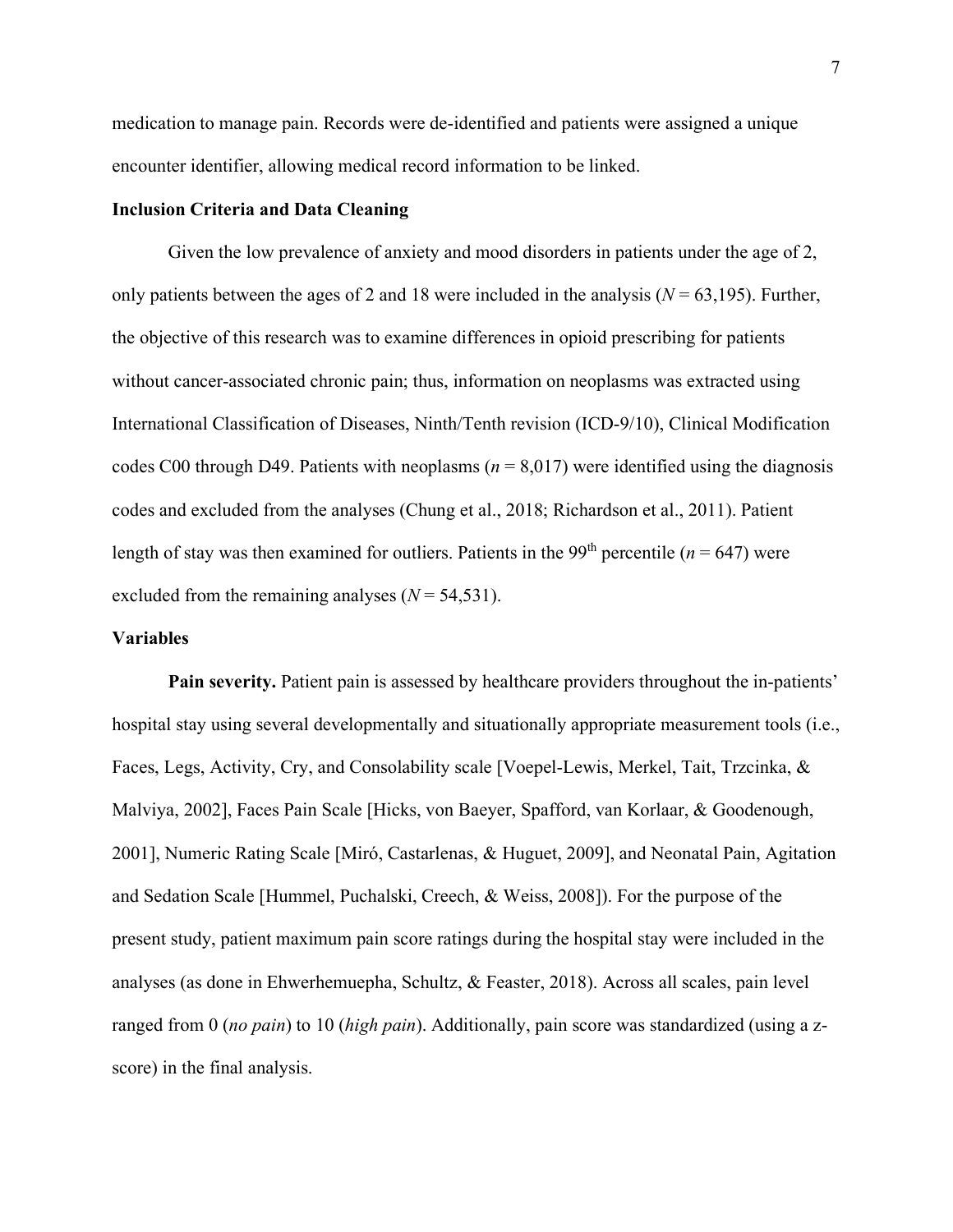medication to manage pain. Records were de-identified and patients were assigned a unique encounter identifier, allowing medical record information to be linked.

**Inclusion Criteria and Data Cleaning**

Given the low prevalence of anxiety and mood disorders in patients under the age of 2, only patients between the ages of 2 and 18 were included in the analysis ($N = 63,195$). Further, the objective of this research was to examine differences in opioid prescribing for patients without cancer-associated chronic pain; thus, information on neoplasms was extracted using International Classification of Diseases, Ninth/Tenth revision (ICD-9/10), Clinical Modification codes C00 through D49. Patients with neoplasms ($n = 8,017$) were identified using the diagnosis codes and excluded from the analyses (Chung et al., 2018; Richardson et al., 2011). Patient length of stay was then examined for outliers. Patients in the 99$^{th}$ percentile ($n = 647$) were excluded from the remaining analyses ($N = 54,531$).

**Variables**

**Pain severity.** Patient pain is assessed by healthcare providers throughout the in-patients' hospital stay using several developmentally and situationally appropriate measurement tools (i.e., Faces, Legs, Activity, Cry, and Consolability scale [Voepel-Lewis, Merkel, Tait, Trzcinka, & Malviya, 2002], Faces Pain Scale [Hicks, von Baeyer, Spafford, van Korlaar, & Goodenough, 2001], Numeric Rating Scale [Miró, Castarlenas, & Huguet, 2009], and Neonatal Pain, Agitation and Sedation Scale [Hummel, Puchalski, Creech, & Weiss, 2008]). For the purpose of the present study, patient maximum pain score ratings during the hospital stay were included in the analyses (as done in Ehwerhemuepha, Schultz, & Feaster, 2018). Across all scales, pain level ranged from 0 (*no pain*) to 10 (*high pain*). Additionally, pain score was standardized (using a z-score) in the final analysis.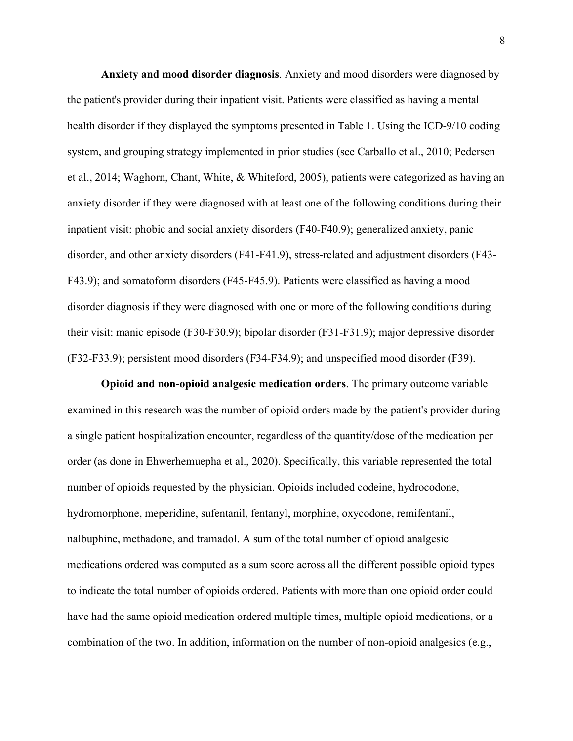**Anxiety and mood disorder diagnosis**. Anxiety and mood disorders were diagnosed by the patient's provider during their inpatient visit. Patients were classified as having a mental health disorder if they displayed the symptoms presented in Table 1. Using the ICD-9/10 coding system, and grouping strategy implemented in prior studies (see Carballo et al., 2010; Pedersen et al., 2014; Waghorn, Chant, White, & Whiteford, 2005), patients were categorized as having an anxiety disorder if they were diagnosed with at least one of the following conditions during their inpatient visit: phobic and social anxiety disorders (F40-F40.9); generalized anxiety, panic disorder, and other anxiety disorders (F41-F41.9), stress-related and adjustment disorders (F43-F43.9); and somatoform disorders (F45-F45.9). Patients were classified as having a mood disorder diagnosis if they were diagnosed with one or more of the following conditions during their visit: manic episode (F30-F30.9); bipolar disorder (F31-F31.9); major depressive disorder (F32-F33.9); persistent mood disorders (F34-F34.9); and unspecified mood disorder (F39).

**Opioid and non-opioid analgesic medication orders**. The primary outcome variable examined in this research was the number of opioid orders made by the patient's provider during a single patient hospitalization encounter, regardless of the quantity/dose of the medication per order (as done in Ehwerhemuepha et al., 2020). Specifically, this variable represented the total number of opioids requested by the physician. Opioids included codeine, hydrocodone, hydromorphone, meperidine, sufentanil, fentanyl, morphine, oxycodone, remifentanil, nalbuphine, methadone, and tramadol. A sum of the total number of opioid analgesic medications ordered was computed as a sum score across all the different possible opioid types to indicate the total number of opioids ordered. Patients with more than one opioid order could have had the same opioid medication ordered multiple times, multiple opioid medications, or a combination of the two. In addition, information on the number of non-opioid analgesics (e.g.,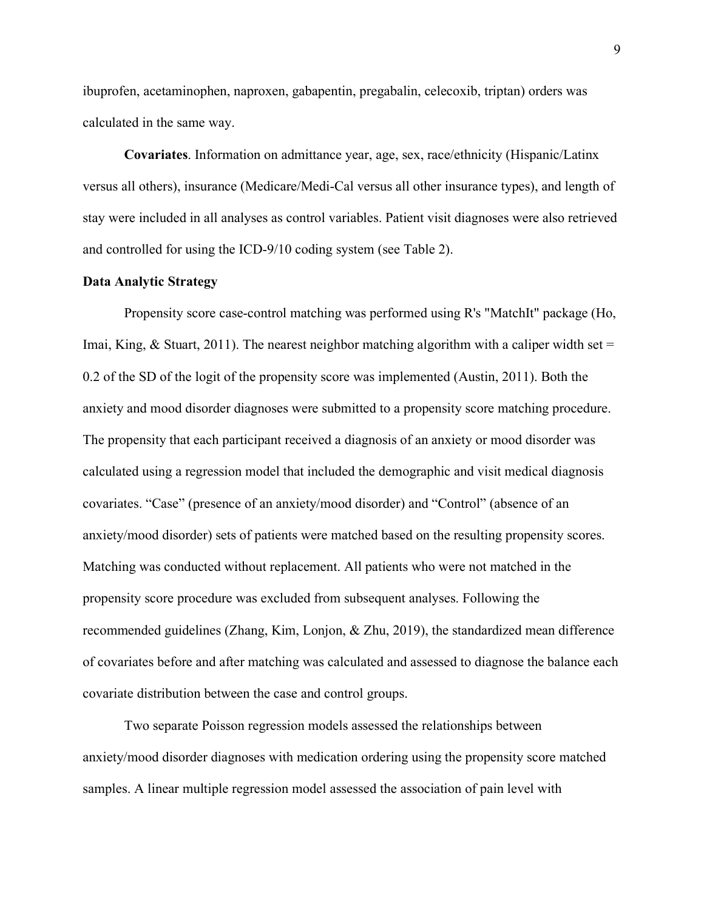ibuprofen, acetaminophen, naproxen, gabapentin, pregabalin, celecoxib, triptan) orders was calculated in the same way.

**Covariates**. Information on admittance year, age, sex, race/ethnicity (Hispanic/Latinx versus all others), insurance (Medicare/Medi-Cal versus all other insurance types), and length of stay were included in all analyses as control variables. Patient visit diagnoses were also retrieved and controlled for using the ICD-9/10 coding system (see Table 2).

**Data Analytic Strategy**

Propensity score case-control matching was performed using R's "MatchIt" package (Ho, Imai, King, & Stuart, 2011). The nearest neighbor matching algorithm with a caliper width set = 0.2 of the SD of the logit of the propensity score was implemented (Austin, 2011). Both the anxiety and mood disorder diagnoses were submitted to a propensity score matching procedure. The propensity that each participant received a diagnosis of an anxiety or mood disorder was calculated using a regression model that included the demographic and visit medical diagnosis covariates. "Case" (presence of an anxiety/mood disorder) and "Control" (absence of an anxiety/mood disorder) sets of patients were matched based on the resulting propensity scores. Matching was conducted without replacement. All patients who were not matched in the propensity score procedure was excluded from subsequent analyses. Following the recommended guidelines (Zhang, Kim, Lonjon, & Zhu, 2019), the standardized mean difference of covariates before and after matching was calculated and assessed to diagnose the balance each covariate distribution between the case and control groups.

Two separate Poisson regression models assessed the relationships between anxiety/mood disorder diagnoses with medication ordering using the propensity score matched samples. A linear multiple regression model assessed the association of pain level with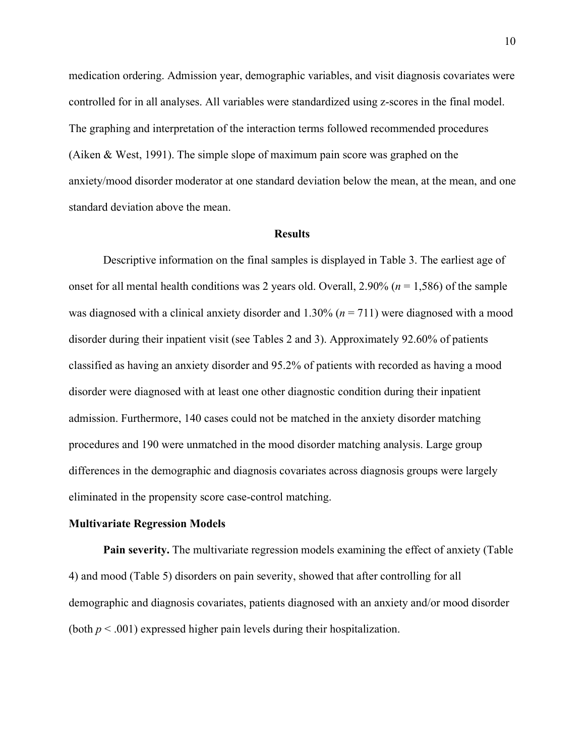medication ordering. Admission year, demographic variables, and visit diagnosis covariates were controlled for in all analyses. All variables were standardized using z-scores in the final model. The graphing and interpretation of the interaction terms followed recommended procedures (Aiken & West, 1991). The simple slope of maximum pain score was graphed on the anxiety/mood disorder moderator at one standard deviation below the mean, at the mean, and one standard deviation above the mean.

## Results

Descriptive information on the final samples is displayed in Table 3. The earliest age of onset for all mental health conditions was 2 years old. Overall, 2.90% ($n$ = 1,586) of the sample was diagnosed with a clinical anxiety disorder and 1.30% ($n$ = 711) were diagnosed with a mood disorder during their inpatient visit (see Tables 2 and 3). Approximately 92.60% of patients classified as having an anxiety disorder and 95.2% of patients with recorded as having a mood disorder were diagnosed with at least one other diagnostic condition during their inpatient admission. Furthermore, 140 cases could not be matched in the anxiety disorder matching procedures and 190 were unmatched in the mood disorder matching analysis. Large group differences in the demographic and diagnosis covariates across diagnosis groups were largely eliminated in the propensity score case-control matching.

### Multivariate Regression Models

**Pain severity.** The multivariate regression models examining the effect of anxiety (Table 4) and mood (Table 5) disorders on pain severity, showed that after controlling for all demographic and diagnosis covariates, patients diagnosed with an anxiety and/or mood disorder (both $p < .001$) expressed higher pain levels during their hospitalization.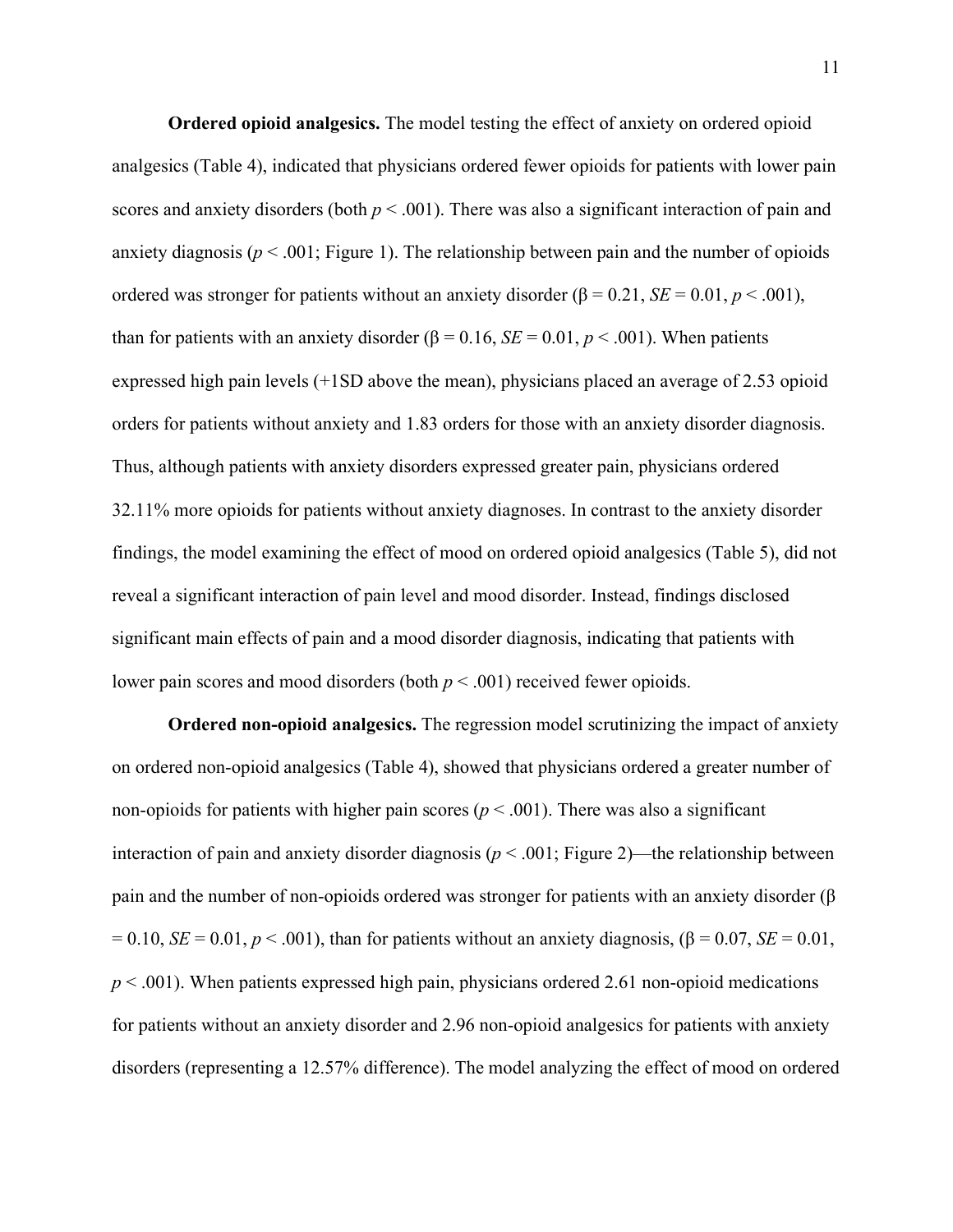**Ordered opioid analgesics.** The model testing the effect of anxiety on ordered opioid analgesics (Table 4), indicated that physicians ordered fewer opioids for patients with lower pain scores and anxiety disorders (both $p < .001$). There was also a significant interaction of pain and anxiety diagnosis ($p < .001$; Figure 1). The relationship between pain and the number of opioids ordered was stronger for patients without an anxiety disorder ($\beta = 0.21$, $SE = 0.01$, $p < .001$), than for patients with an anxiety disorder ($\beta = 0.16$, $SE = 0.01$, $p < .001$). When patients expressed high pain levels (+1SD above the mean), physicians placed an average of 2.53 opioid orders for patients without anxiety and 1.83 orders for those with an anxiety disorder diagnosis. Thus, although patients with anxiety disorders expressed greater pain, physicians ordered 32.11% more opioids for patients without anxiety diagnoses. In contrast to the anxiety disorder findings, the model examining the effect of mood on ordered opioid analgesics (Table 5), did not reveal a significant interaction of pain level and mood disorder. Instead, findings disclosed significant main effects of pain and a mood disorder diagnosis, indicating that patients with lower pain scores and mood disorders (both $p < .001$) received fewer opioids.

**Ordered non-opioid analgesics.** The regression model scrutinizing the impact of anxiety on ordered non-opioid analgesics (Table 4), showed that physicians ordered a greater number of non-opioids for patients with higher pain scores ($p < .001$). There was also a significant interaction of pain and anxiety disorder diagnosis ($p < .001$; Figure 2)—the relationship between pain and the number of non-opioids ordered was stronger for patients with an anxiety disorder ($\beta = 0.10$, $SE = 0.01$, $p < .001$), than for patients without an anxiety diagnosis, ($\beta = 0.07$, $SE = 0.01$, $p < .001$). When patients expressed high pain, physicians ordered 2.61 non-opioid medications for patients without an anxiety disorder and 2.96 non-opioid analgesics for patients with anxiety disorders (representing a 12.57% difference). The model analyzing the effect of mood on ordered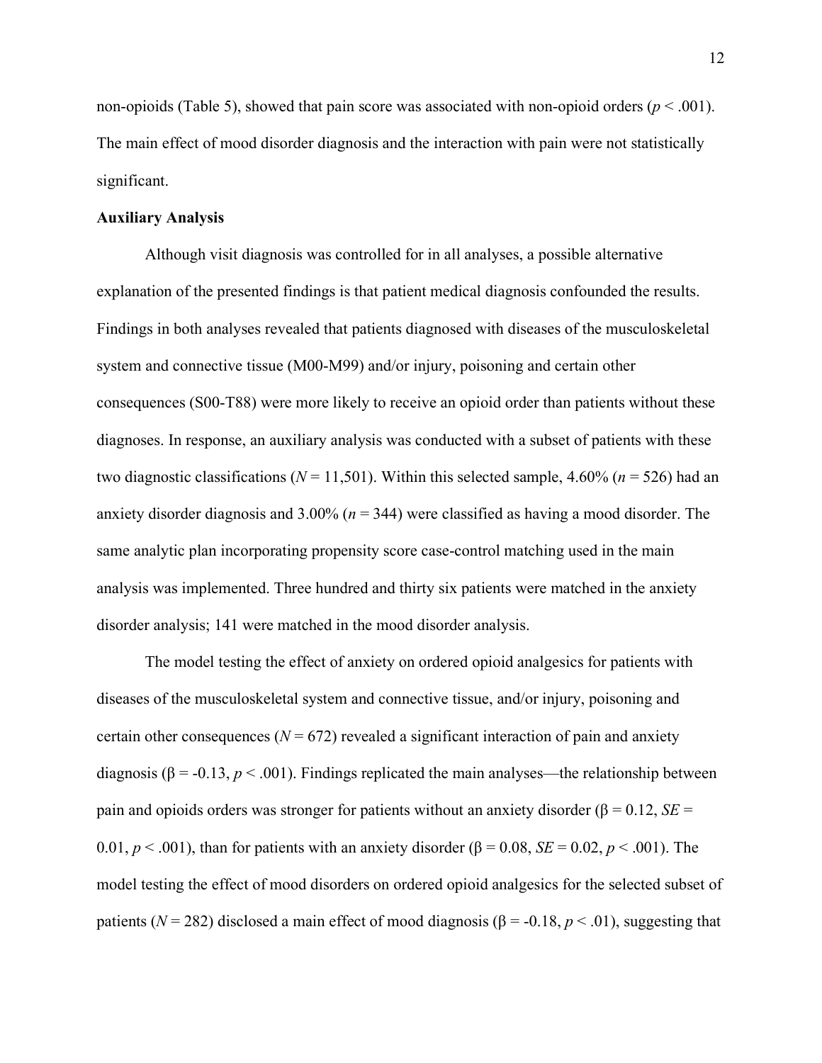non-opioids (Table 5), showed that pain score was associated with non-opioid orders ($p < .001$). The main effect of mood disorder diagnosis and the interaction with pain were not statistically significant.

**Auxiliary Analysis**

Although visit diagnosis was controlled for in all analyses, a possible alternative explanation of the presented findings is that patient medical diagnosis confounded the results. Findings in both analyses revealed that patients diagnosed with diseases of the musculoskeletal system and connective tissue (M00-M99) and/or injury, poisoning and certain other consequences (S00-T88) were more likely to receive an opioid order than patients without these diagnoses. In response, an auxiliary analysis was conducted with a subset of patients with these two diagnostic classifications ($N = 11{,}501$). Within this selected sample, 4.60% ($n = 526$) had an anxiety disorder diagnosis and 3.00% ($n = 344$) were classified as having a mood disorder. The same analytic plan incorporating propensity score case-control matching used in the main analysis was implemented. Three hundred and thirty six patients were matched in the anxiety disorder analysis; 141 were matched in the mood disorder analysis.

The model testing the effect of anxiety on ordered opioid analgesics for patients with diseases of the musculoskeletal system and connective tissue, and/or injury, poisoning and certain other consequences ($N = 672$) revealed a significant interaction of pain and anxiety diagnosis ($\beta = -0.13$, $p < .001$). Findings replicated the main analyses—the relationship between pain and opioids orders was stronger for patients without an anxiety disorder ($\beta = 0.12$, $SE = 0.01$, $p < .001$), than for patients with an anxiety disorder ($\beta = 0.08$, $SE = 0.02$, $p < .001$). The model testing the effect of mood disorders on ordered opioid analgesics for the selected subset of patients ($N = 282$) disclosed a main effect of mood diagnosis ($\beta = -0.18$, $p < .01$), suggesting that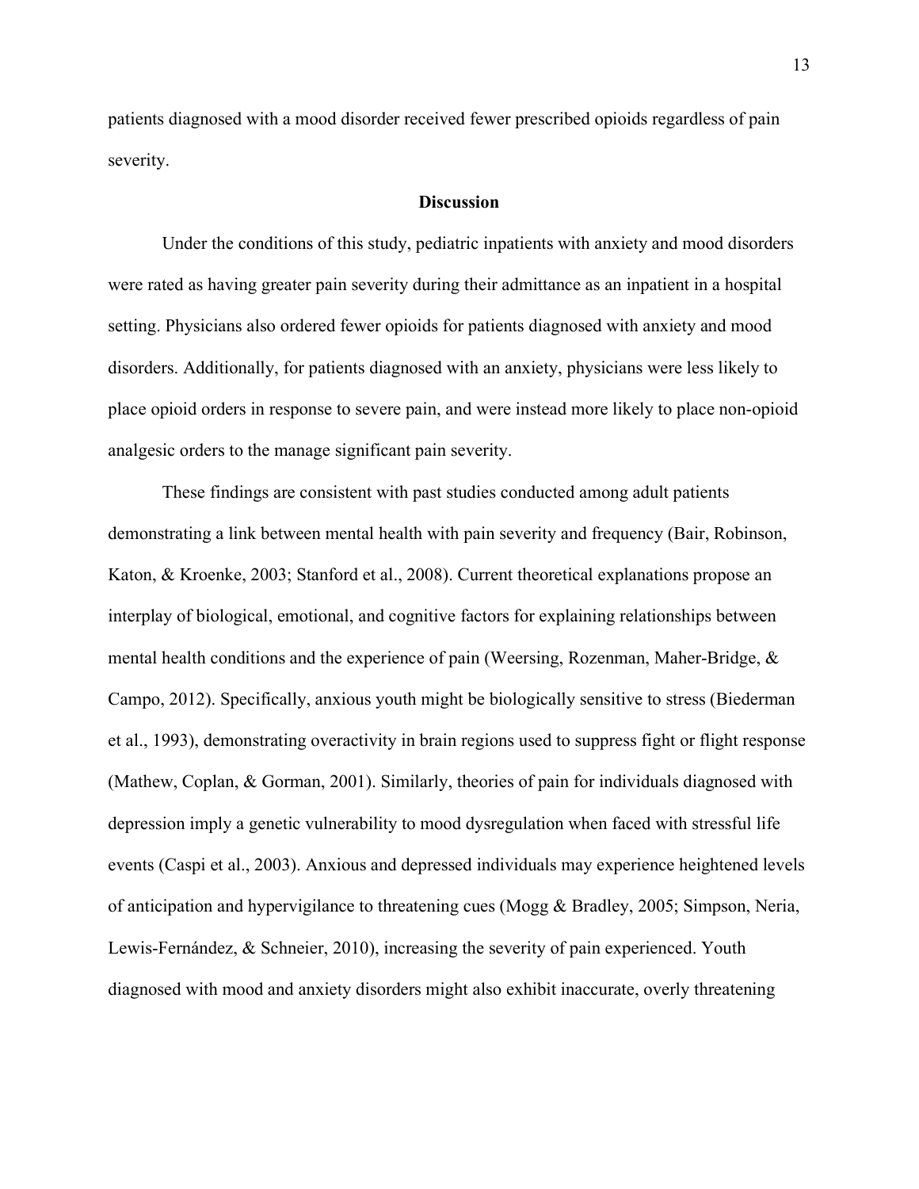patients diagnosed with a mood disorder received fewer prescribed opioids regardless of pain severity.

## Discussion

Under the conditions of this study, pediatric inpatients with anxiety and mood disorders were rated as having greater pain severity during their admittance as an inpatient in a hospital setting. Physicians also ordered fewer opioids for patients diagnosed with anxiety and mood disorders. Additionally, for patients diagnosed with an anxiety, physicians were less likely to place opioid orders in response to severe pain, and were instead more likely to place non-opioid analgesic orders to the manage significant pain severity.

These findings are consistent with past studies conducted among adult patients demonstrating a link between mental health with pain severity and frequency (Bair, Robinson, Katon, & Kroenke, 2003; Stanford et al., 2008). Current theoretical explanations propose an interplay of biological, emotional, and cognitive factors for explaining relationships between mental health conditions and the experience of pain (Weersing, Rozenman, Maher-Bridge, & Campo, 2012). Specifically, anxious youth might be biologically sensitive to stress (Biederman et al., 1993), demonstrating overactivity in brain regions used to suppress fight or flight response (Mathew, Coplan, & Gorman, 2001). Similarly, theories of pain for individuals diagnosed with depression imply a genetic vulnerability to mood dysregulation when faced with stressful life events (Caspi et al., 2003). Anxious and depressed individuals may experience heightened levels of anticipation and hypervigilance to threatening cues (Mogg & Bradley, 2005; Simpson, Neria, Lewis-Fernández, & Schneier, 2010), increasing the severity of pain experienced. Youth diagnosed with mood and anxiety disorders might also exhibit inaccurate, overly threatening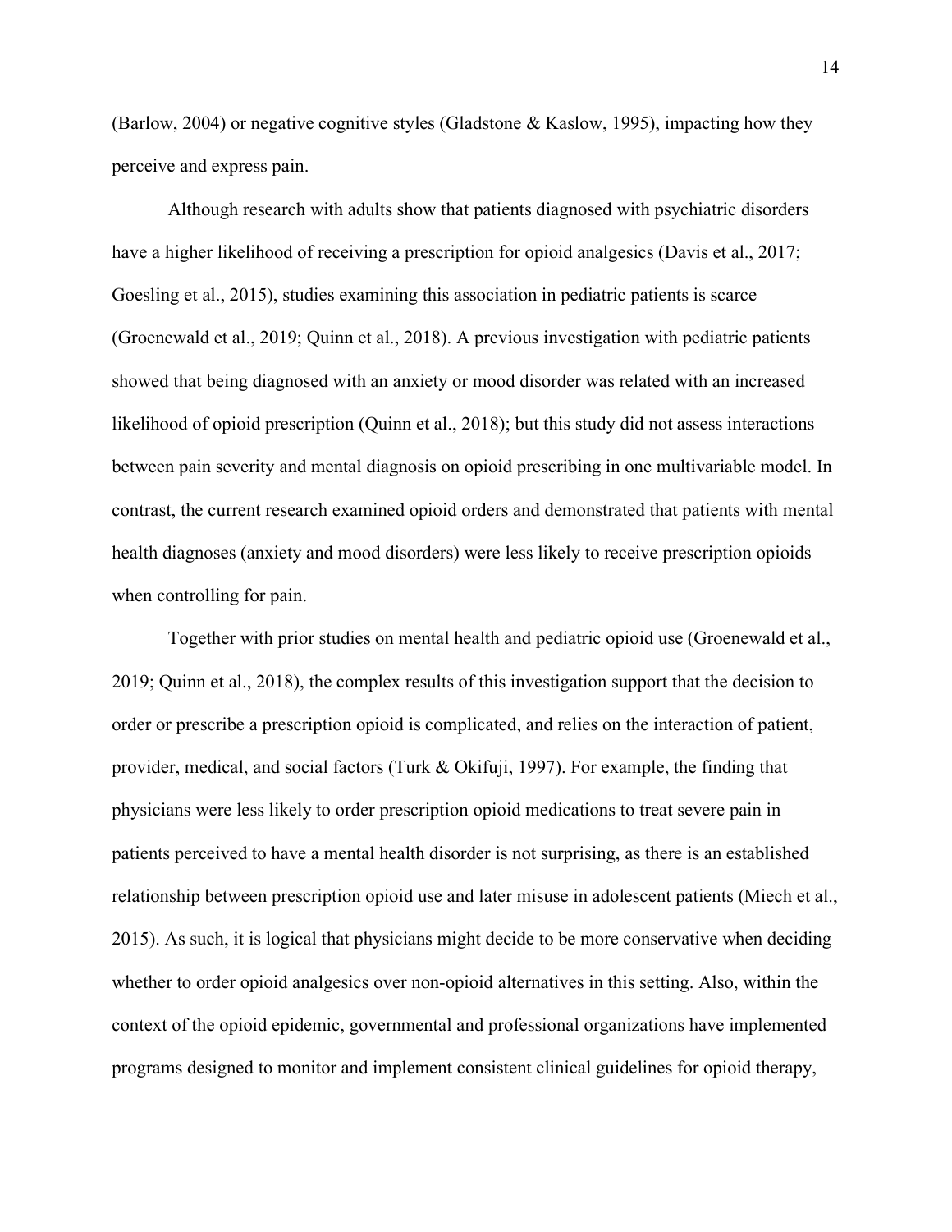(Barlow, 2004) or negative cognitive styles (Gladstone & Kaslow, 1995), impacting how they perceive and express pain.

Although research with adults show that patients diagnosed with psychiatric disorders have a higher likelihood of receiving a prescription for opioid analgesics (Davis et al., 2017; Goesling et al., 2015), studies examining this association in pediatric patients is scarce (Groenewald et al., 2019; Quinn et al., 2018). A previous investigation with pediatric patients showed that being diagnosed with an anxiety or mood disorder was related with an increased likelihood of opioid prescription (Quinn et al., 2018); but this study did not assess interactions between pain severity and mental diagnosis on opioid prescribing in one multivariable model. In contrast, the current research examined opioid orders and demonstrated that patients with mental health diagnoses (anxiety and mood disorders) were less likely to receive prescription opioids when controlling for pain.

Together with prior studies on mental health and pediatric opioid use (Groenewald et al., 2019; Quinn et al., 2018), the complex results of this investigation support that the decision to order or prescribe a prescription opioid is complicated, and relies on the interaction of patient, provider, medical, and social factors (Turk & Okifuji, 1997). For example, the finding that physicians were less likely to order prescription opioid medications to treat severe pain in patients perceived to have a mental health disorder is not surprising, as there is an established relationship between prescription opioid use and later misuse in adolescent patients (Miech et al., 2015). As such, it is logical that physicians might decide to be more conservative when deciding whether to order opioid analgesics over non-opioid alternatives in this setting. Also, within the context of the opioid epidemic, governmental and professional organizations have implemented programs designed to monitor and implement consistent clinical guidelines for opioid therapy,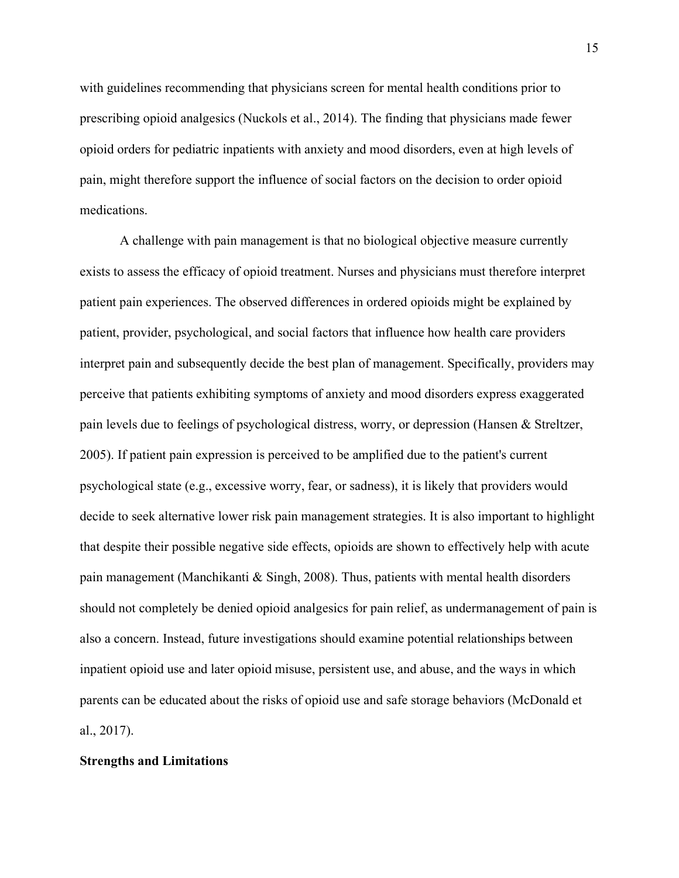with guidelines recommending that physicians screen for mental health conditions prior to prescribing opioid analgesics (Nuckols et al., 2014). The finding that physicians made fewer opioid orders for pediatric inpatients with anxiety and mood disorders, even at high levels of pain, might therefore support the influence of social factors on the decision to order opioid medications.

A challenge with pain management is that no biological objective measure currently exists to assess the efficacy of opioid treatment. Nurses and physicians must therefore interpret patient pain experiences. The observed differences in ordered opioids might be explained by patient, provider, psychological, and social factors that influence how health care providers interpret pain and subsequently decide the best plan of management. Specifically, providers may perceive that patients exhibiting symptoms of anxiety and mood disorders express exaggerated pain levels due to feelings of psychological distress, worry, or depression (Hansen & Streltzer, 2005). If patient pain expression is perceived to be amplified due to the patient's current psychological state (e.g., excessive worry, fear, or sadness), it is likely that providers would decide to seek alternative lower risk pain management strategies. It is also important to highlight that despite their possible negative side effects, opioids are shown to effectively help with acute pain management (Manchikanti & Singh, 2008). Thus, patients with mental health disorders should not completely be denied opioid analgesics for pain relief, as undermanagement of pain is also a concern. Instead, future investigations should examine potential relationships between inpatient opioid use and later opioid misuse, persistent use, and abuse, and the ways in which parents can be educated about the risks of opioid use and safe storage behaviors (McDonald et al., 2017).

**Strengths and Limitations**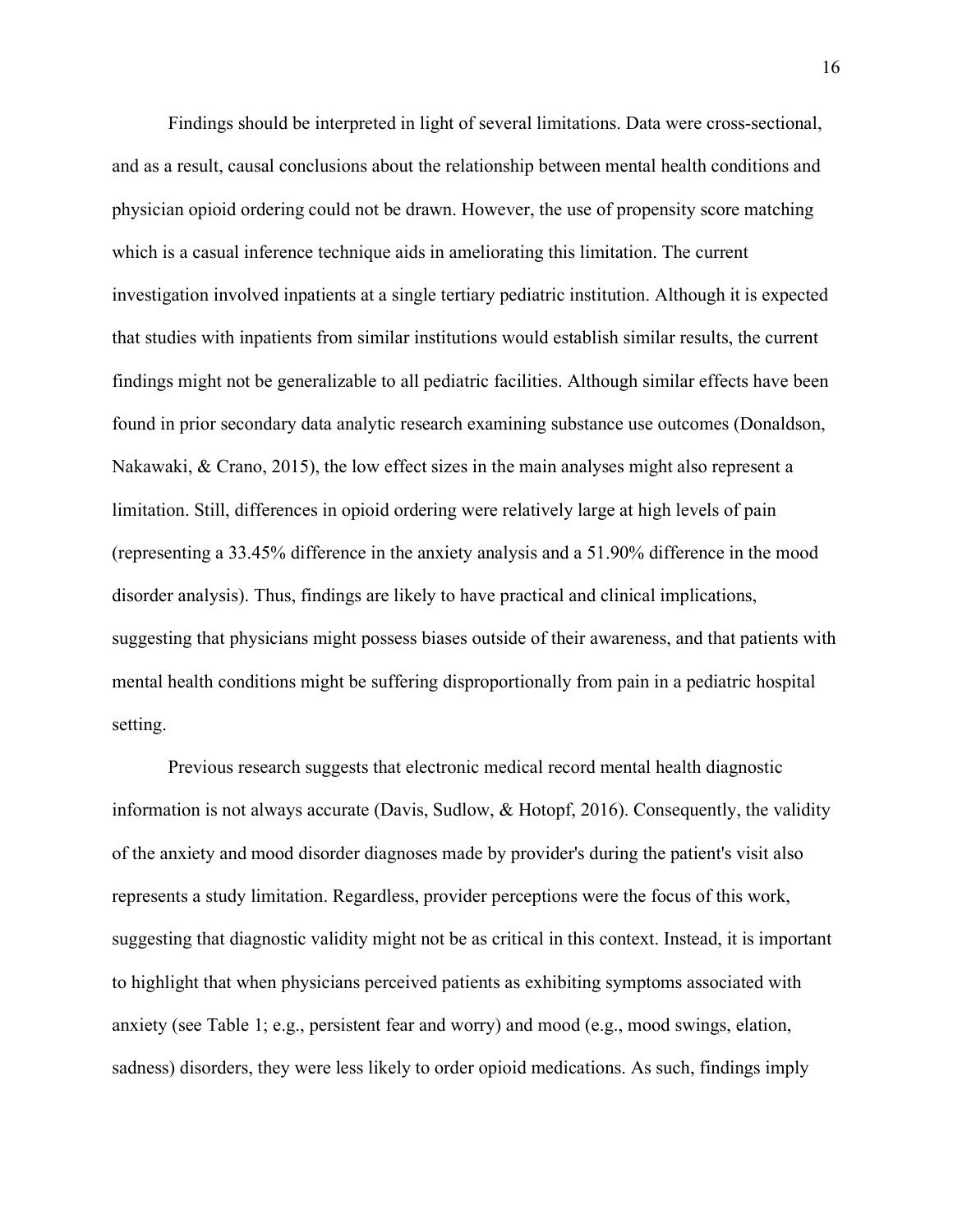Findings should be interpreted in light of several limitations. Data were cross-sectional, and as a result, causal conclusions about the relationship between mental health conditions and physician opioid ordering could not be drawn. However, the use of propensity score matching which is a casual inference technique aids in ameliorating this limitation. The current investigation involved inpatients at a single tertiary pediatric institution. Although it is expected that studies with inpatients from similar institutions would establish similar results, the current findings might not be generalizable to all pediatric facilities. Although similar effects have been found in prior secondary data analytic research examining substance use outcomes (Donaldson, Nakawaki, & Crano, 2015), the low effect sizes in the main analyses might also represent a limitation. Still, differences in opioid ordering were relatively large at high levels of pain (representing a 33.45% difference in the anxiety analysis and a 51.90% difference in the mood disorder analysis). Thus, findings are likely to have practical and clinical implications, suggesting that physicians might possess biases outside of their awareness, and that patients with mental health conditions might be suffering disproportionally from pain in a pediatric hospital setting.

Previous research suggests that electronic medical record mental health diagnostic information is not always accurate (Davis, Sudlow, & Hotopf, 2016). Consequently, the validity of the anxiety and mood disorder diagnoses made by provider's during the patient's visit also represents a study limitation. Regardless, provider perceptions were the focus of this work, suggesting that diagnostic validity might not be as critical in this context. Instead, it is important to highlight that when physicians perceived patients as exhibiting symptoms associated with anxiety (see Table 1; e.g., persistent fear and worry) and mood (e.g., mood swings, elation, sadness) disorders, they were less likely to order opioid medications. As such, findings imply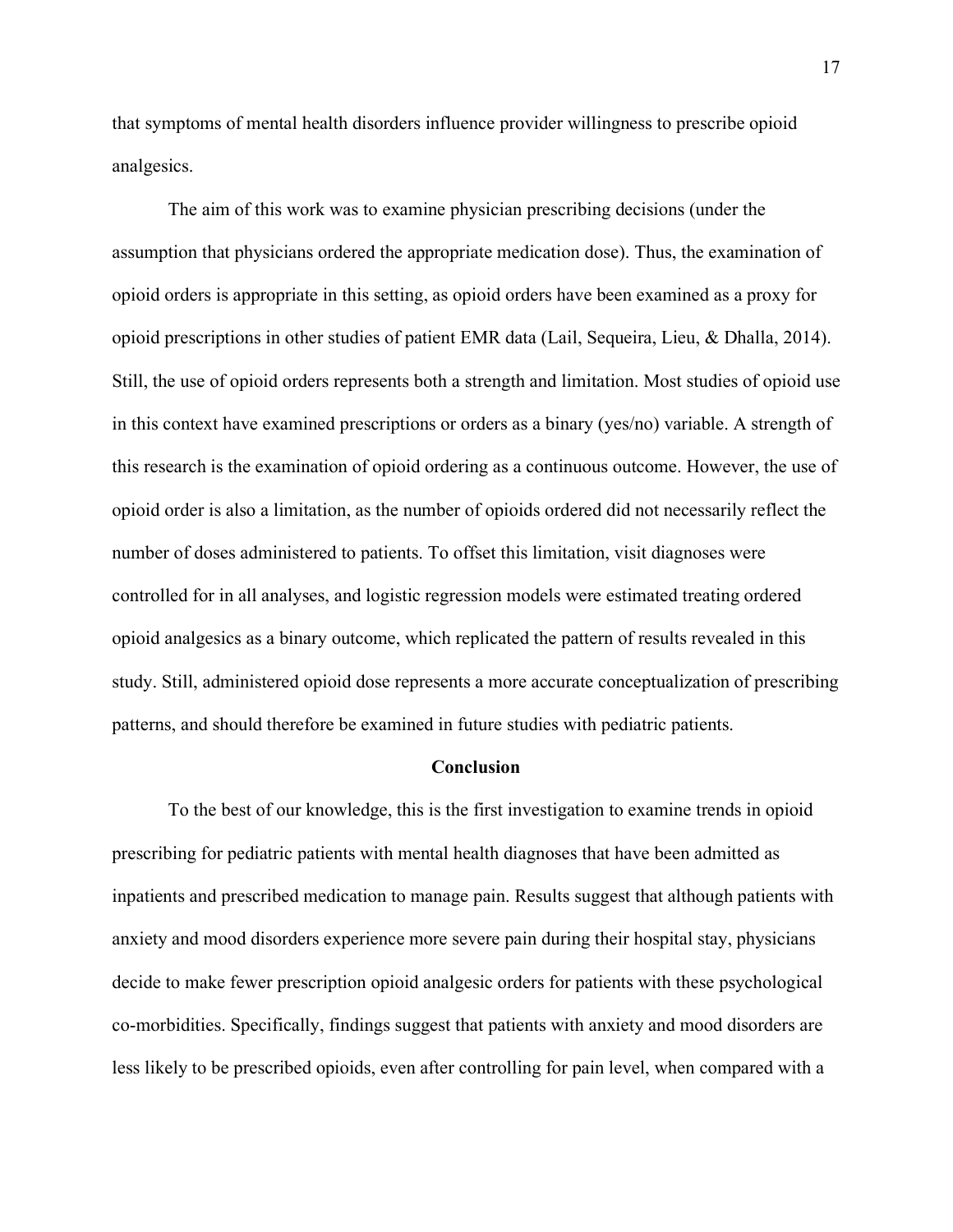that symptoms of mental health disorders influence provider willingness to prescribe opioid analgesics.

The aim of this work was to examine physician prescribing decisions (under the assumption that physicians ordered the appropriate medication dose). Thus, the examination of opioid orders is appropriate in this setting, as opioid orders have been examined as a proxy for opioid prescriptions in other studies of patient EMR data (Lail, Sequeira, Lieu, & Dhalla, 2014). Still, the use of opioid orders represents both a strength and limitation. Most studies of opioid use in this context have examined prescriptions or orders as a binary (yes/no) variable. A strength of this research is the examination of opioid ordering as a continuous outcome. However, the use of opioid order is also a limitation, as the number of opioids ordered did not necessarily reflect the number of doses administered to patients. To offset this limitation, visit diagnoses were controlled for in all analyses, and logistic regression models were estimated treating ordered opioid analgesics as a binary outcome, which replicated the pattern of results revealed in this study. Still, administered opioid dose represents a more accurate conceptualization of prescribing patterns, and should therefore be examined in future studies with pediatric patients.

## Conclusion

To the best of our knowledge, this is the first investigation to examine trends in opioid prescribing for pediatric patients with mental health diagnoses that have been admitted as inpatients and prescribed medication to manage pain. Results suggest that although patients with anxiety and mood disorders experience more severe pain during their hospital stay, physicians decide to make fewer prescription opioid analgesic orders for patients with these psychological co-morbidities. Specifically, findings suggest that patients with anxiety and mood disorders are less likely to be prescribed opioids, even after controlling for pain level, when compared with a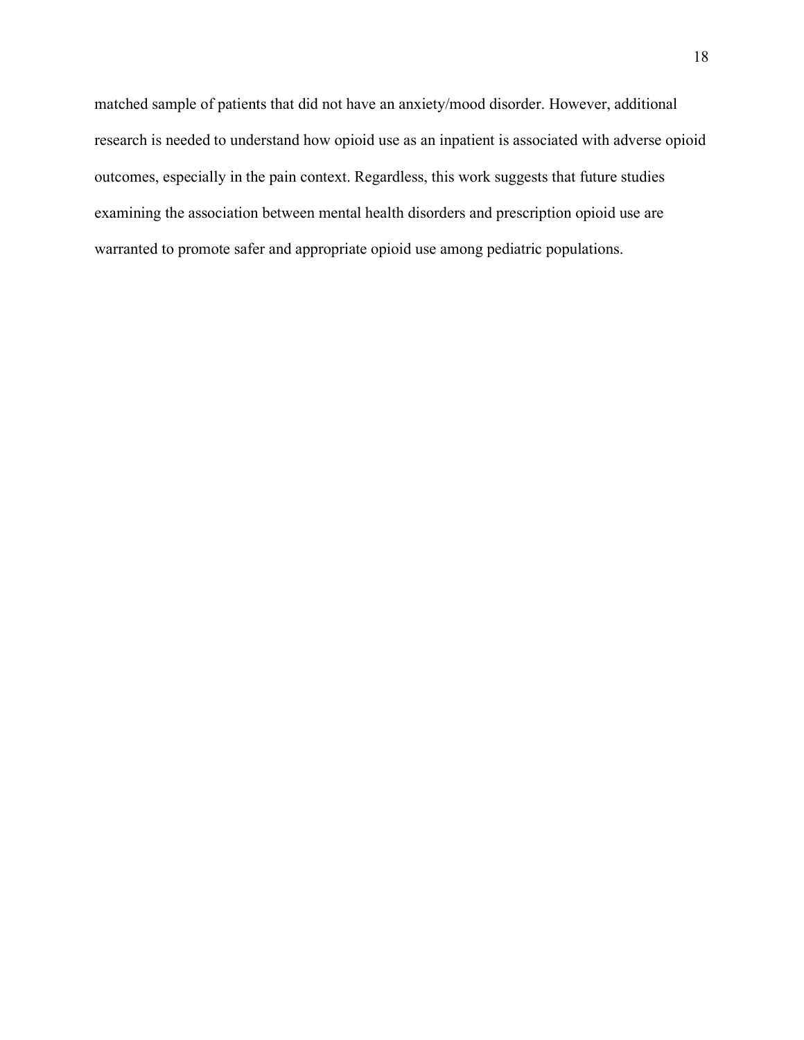matched sample of patients that did not have an anxiety/mood disorder. However, additional research is needed to understand how opioid use as an inpatient is associated with adverse opioid outcomes, especially in the pain context. Regardless, this work suggests that future studies examining the association between mental health disorders and prescription opioid use are warranted to promote safer and appropriate opioid use among pediatric populations.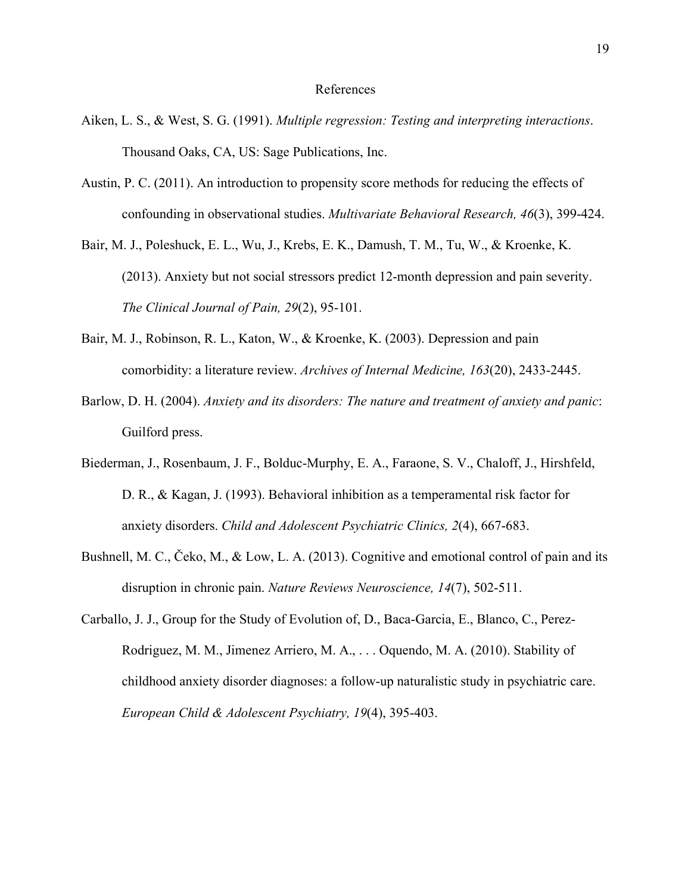# References

Aiken, L. S., & West, S. G. (1991). *Multiple regression: Testing and interpreting interactions*. Thousand Oaks, CA, US: Sage Publications, Inc.

Austin, P. C. (2011). An introduction to propensity score methods for reducing the effects of confounding in observational studies. *Multivariate Behavioral Research, 46*(3), 399-424.

Bair, M. J., Poleshuck, E. L., Wu, J., Krebs, E. K., Damush, T. M., Tu, W., & Kroenke, K. (2013). Anxiety but not social stressors predict 12-month depression and pain severity. *The Clinical Journal of Pain, 29*(2), 95-101.

Bair, M. J., Robinson, R. L., Katon, W., & Kroenke, K. (2003). Depression and pain comorbidity: a literature review. *Archives of Internal Medicine, 163*(20), 2433-2445.

Barlow, D. H. (2004). *Anxiety and its disorders: The nature and treatment of anxiety and panic*: Guilford press.

Biederman, J., Rosenbaum, J. F., Bolduc-Murphy, E. A., Faraone, S. V., Chaloff, J., Hirshfeld, D. R., & Kagan, J. (1993). Behavioral inhibition as a temperamental risk factor for anxiety disorders. *Child and Adolescent Psychiatric Clinics, 2*(4), 667-683.

Bushnell, M. C., Čeko, M., & Low, L. A. (2013). Cognitive and emotional control of pain and its disruption in chronic pain. *Nature Reviews Neuroscience, 14*(7), 502-511.

Carballo, J. J., Group for the Study of Evolution of, D., Baca-Garcia, E., Blanco, C., Perez-Rodriguez, M. M., Jimenez Arriero, M. A., . . . Oquendo, M. A. (2010). Stability of childhood anxiety disorder diagnoses: a follow-up naturalistic study in psychiatric care. *European Child & Adolescent Psychiatry, 19*(4), 395-403.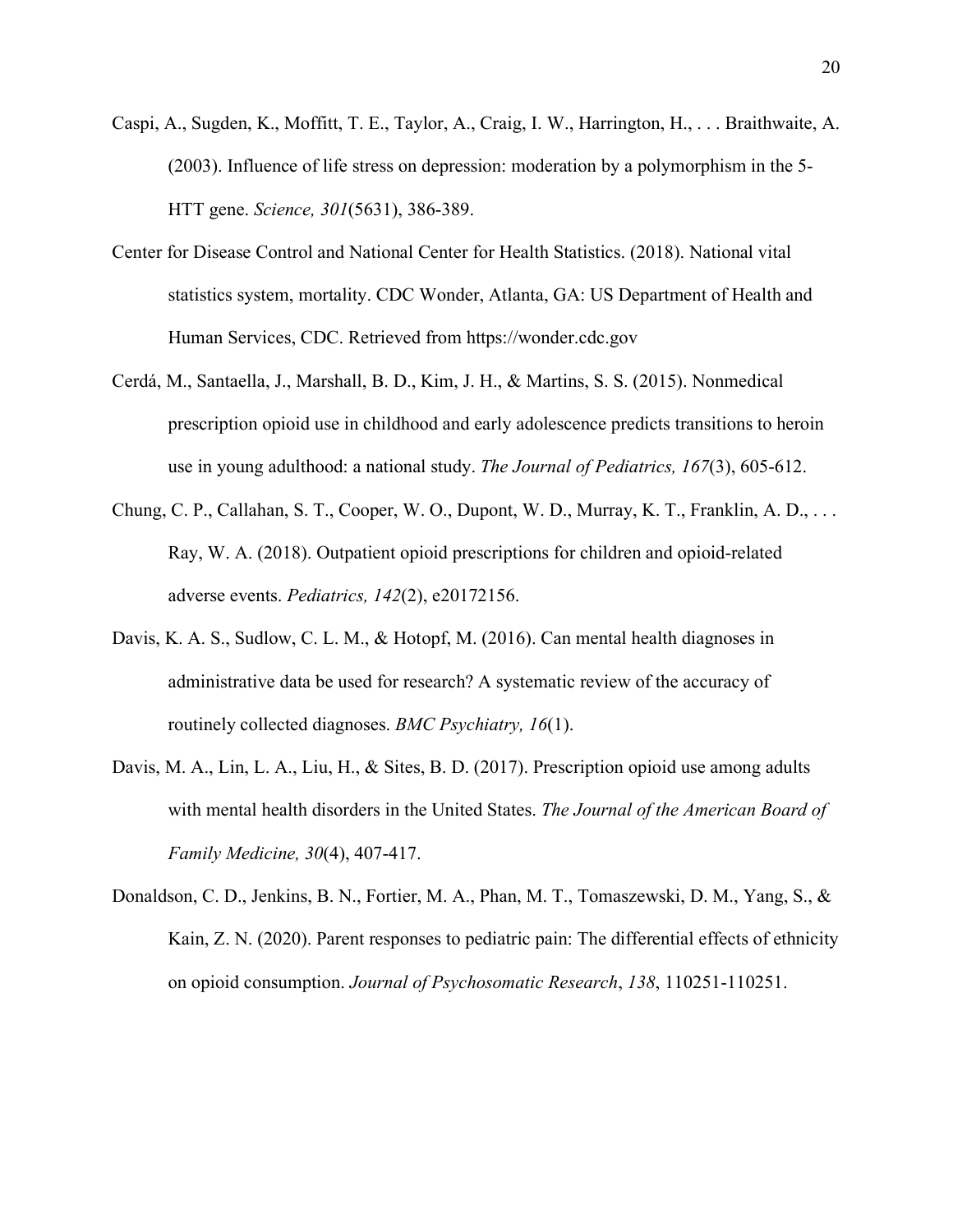Caspi, A., Sugden, K., Moffitt, T. E., Taylor, A., Craig, I. W., Harrington, H., . . . Braithwaite, A. (2003). Influence of life stress on depression: moderation by a polymorphism in the 5-HTT gene. *Science, 301*(5631), 386-389.

Center for Disease Control and National Center for Health Statistics. (2018). National vital statistics system, mortality. CDC Wonder, Atlanta, GA: US Department of Health and Human Services, CDC. Retrieved from https://wonder.cdc.gov

Cerdá, M., Santaella, J., Marshall, B. D., Kim, J. H., & Martins, S. S. (2015). Nonmedical prescription opioid use in childhood and early adolescence predicts transitions to heroin use in young adulthood: a national study. *The Journal of Pediatrics, 167*(3), 605-612.

Chung, C. P., Callahan, S. T., Cooper, W. O., Dupont, W. D., Murray, K. T., Franklin, A. D., . . . Ray, W. A. (2018). Outpatient opioid prescriptions for children and opioid-related adverse events. *Pediatrics, 142*(2), e20172156.

Davis, K. A. S., Sudlow, C. L. M., & Hotopf, M. (2016). Can mental health diagnoses in administrative data be used for research? A systematic review of the accuracy of routinely collected diagnoses. *BMC Psychiatry, 16*(1).

Davis, M. A., Lin, L. A., Liu, H., & Sites, B. D. (2017). Prescription opioid use among adults with mental health disorders in the United States. *The Journal of the American Board of Family Medicine, 30*(4), 407-417.

Donaldson, C. D., Jenkins, B. N., Fortier, M. A., Phan, M. T., Tomaszewski, D. M., Yang, S., & Kain, Z. N. (2020). Parent responses to pediatric pain: The differential effects of ethnicity on opioid consumption. *Journal of Psychosomatic Research*, *138*, 110251-110251.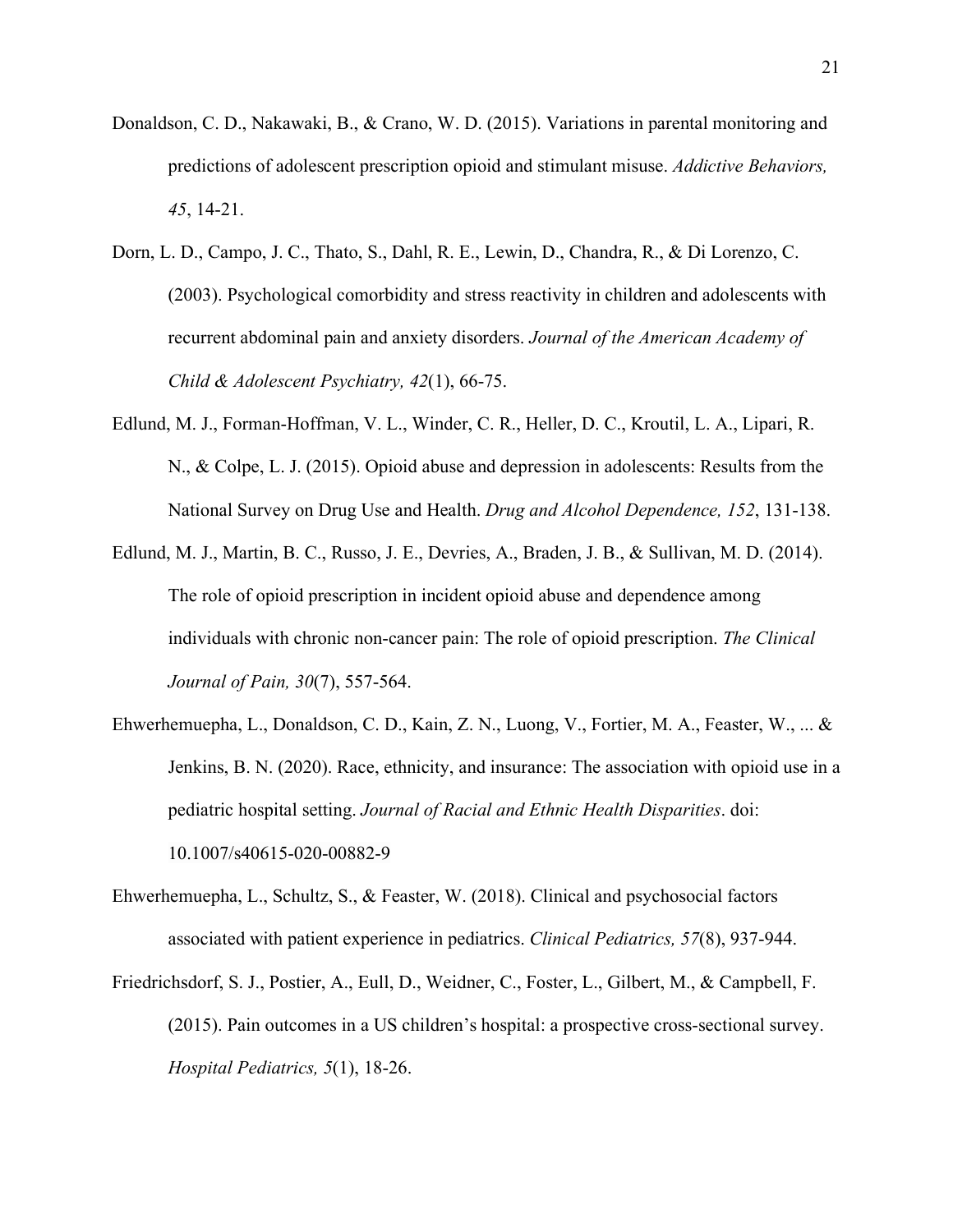Donaldson, C. D., Nakawaki, B., & Crano, W. D. (2015). Variations in parental monitoring and predictions of adolescent prescription opioid and stimulant misuse. *Addictive Behaviors, 45*, 14-21.

Dorn, L. D., Campo, J. C., Thato, S., Dahl, R. E., Lewin, D., Chandra, R., & Di Lorenzo, C. (2003). Psychological comorbidity and stress reactivity in children and adolescents with recurrent abdominal pain and anxiety disorders. *Journal of the American Academy of Child & Adolescent Psychiatry, 42*(1), 66-75.

Edlund, M. J., Forman-Hoffman, V. L., Winder, C. R., Heller, D. C., Kroutil, L. A., Lipari, R. N., & Colpe, L. J. (2015). Opioid abuse and depression in adolescents: Results from the National Survey on Drug Use and Health. *Drug and Alcohol Dependence, 152*, 131-138.

Edlund, M. J., Martin, B. C., Russo, J. E., Devries, A., Braden, J. B., & Sullivan, M. D. (2014). The role of opioid prescription in incident opioid abuse and dependence among individuals with chronic non-cancer pain: The role of opioid prescription. *The Clinical Journal of Pain, 30*(7), 557-564.

Ehwerhemuepha, L., Donaldson, C. D., Kain, Z. N., Luong, V., Fortier, M. A., Feaster, W., ... & Jenkins, B. N. (2020). Race, ethnicity, and insurance: The association with opioid use in a pediatric hospital setting. *Journal of Racial and Ethnic Health Disparities*. doi: 10.1007/s40615-020-00882-9

Ehwerhemuepha, L., Schultz, S., & Feaster, W. (2018). Clinical and psychosocial factors associated with patient experience in pediatrics. *Clinical Pediatrics, 57*(8), 937-944.

Friedrichsdorf, S. J., Postier, A., Eull, D., Weidner, C., Foster, L., Gilbert, M., & Campbell, F. (2015). Pain outcomes in a US children's hospital: a prospective cross-sectional survey. *Hospital Pediatrics, 5*(1), 18-26.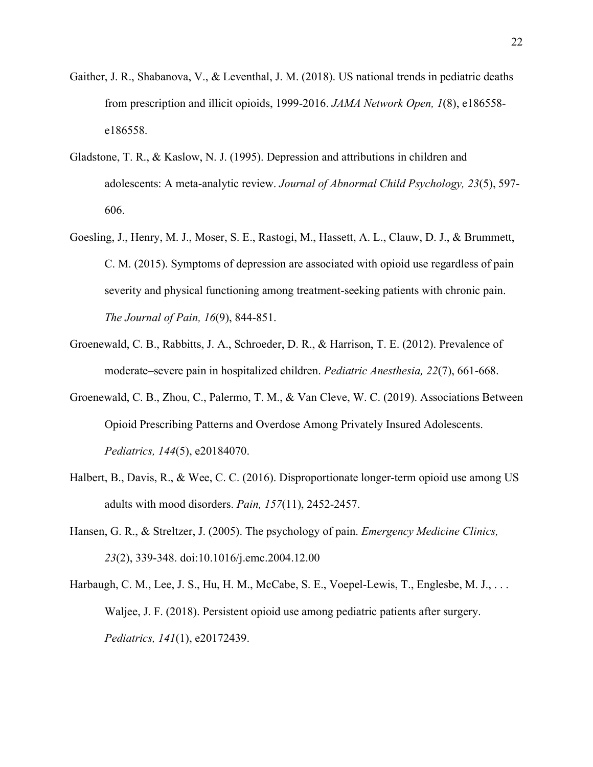Gaither, J. R., Shabanova, V., & Leventhal, J. M. (2018). US national trends in pediatric deaths from prescription and illicit opioids, 1999-2016. *JAMA Network Open, 1*(8), e186558-e186558.

Gladstone, T. R., & Kaslow, N. J. (1995). Depression and attributions in children and adolescents: A meta-analytic review. *Journal of Abnormal Child Psychology, 23*(5), 597-606.

Goesling, J., Henry, M. J., Moser, S. E., Rastogi, M., Hassett, A. L., Clauw, D. J., & Brummett, C. M. (2015). Symptoms of depression are associated with opioid use regardless of pain severity and physical functioning among treatment-seeking patients with chronic pain. *The Journal of Pain, 16*(9), 844-851.

Groenewald, C. B., Rabbitts, J. A., Schroeder, D. R., & Harrison, T. E. (2012). Prevalence of moderate–severe pain in hospitalized children. *Pediatric Anesthesia, 22*(7), 661-668.

Groenewald, C. B., Zhou, C., Palermo, T. M., & Van Cleve, W. C. (2019). Associations Between Opioid Prescribing Patterns and Overdose Among Privately Insured Adolescents. *Pediatrics, 144*(5), e20184070.

Halbert, B., Davis, R., & Wee, C. C. (2016). Disproportionate longer-term opioid use among US adults with mood disorders. *Pain, 157*(11), 2452-2457.

Hansen, G. R., & Streltzer, J. (2005). The psychology of pain. *Emergency Medicine Clinics, 23*(2), 339-348. doi:10.1016/j.emc.2004.12.00

Harbaugh, C. M., Lee, J. S., Hu, H. M., McCabe, S. E., Voepel-Lewis, T., Englesbe, M. J., . . . Waljee, J. F. (2018). Persistent opioid use among pediatric patients after surgery. *Pediatrics, 141*(1), e20172439.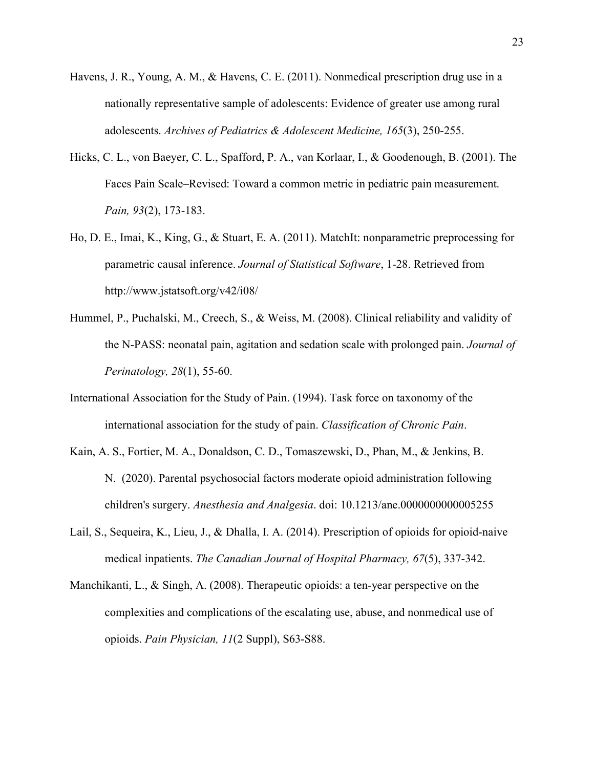Havens, J. R., Young, A. M., & Havens, C. E. (2011). Nonmedical prescription drug use in a nationally representative sample of adolescents: Evidence of greater use among rural adolescents. *Archives of Pediatrics & Adolescent Medicine, 165*(3), 250-255.

Hicks, C. L., von Baeyer, C. L., Spafford, P. A., van Korlaar, I., & Goodenough, B. (2001). The Faces Pain Scale–Revised: Toward a common metric in pediatric pain measurement. *Pain, 93*(2), 173-183.

Ho, D. E., Imai, K., King, G., & Stuart, E. A. (2011). MatchIt: nonparametric preprocessing for parametric causal inference. *Journal of Statistical Software*, 1-28. Retrieved from http://www.jstatsoft.org/v42/i08/

Hummel, P., Puchalski, M., Creech, S., & Weiss, M. (2008). Clinical reliability and validity of the N-PASS: neonatal pain, agitation and sedation scale with prolonged pain. *Journal of Perinatology, 28*(1), 55-60.

International Association for the Study of Pain. (1994). Task force on taxonomy of the international association for the study of pain. *Classification of Chronic Pain*.

Kain, A. S., Fortier, M. A., Donaldson, C. D., Tomaszewski, D., Phan, M., & Jenkins, B. N. (2020). Parental psychosocial factors moderate opioid administration following children's surgery. *Anesthesia and Analgesia*. doi: 10.1213/ane.0000000000005255

Lail, S., Sequeira, K., Lieu, J., & Dhalla, I. A. (2014). Prescription of opioids for opioid-naive medical inpatients. *The Canadian Journal of Hospital Pharmacy, 67*(5), 337-342.

Manchikanti, L., & Singh, A. (2008). Therapeutic opioids: a ten-year perspective on the complexities and complications of the escalating use, abuse, and nonmedical use of opioids. *Pain Physician, 11*(2 Suppl), S63-S88.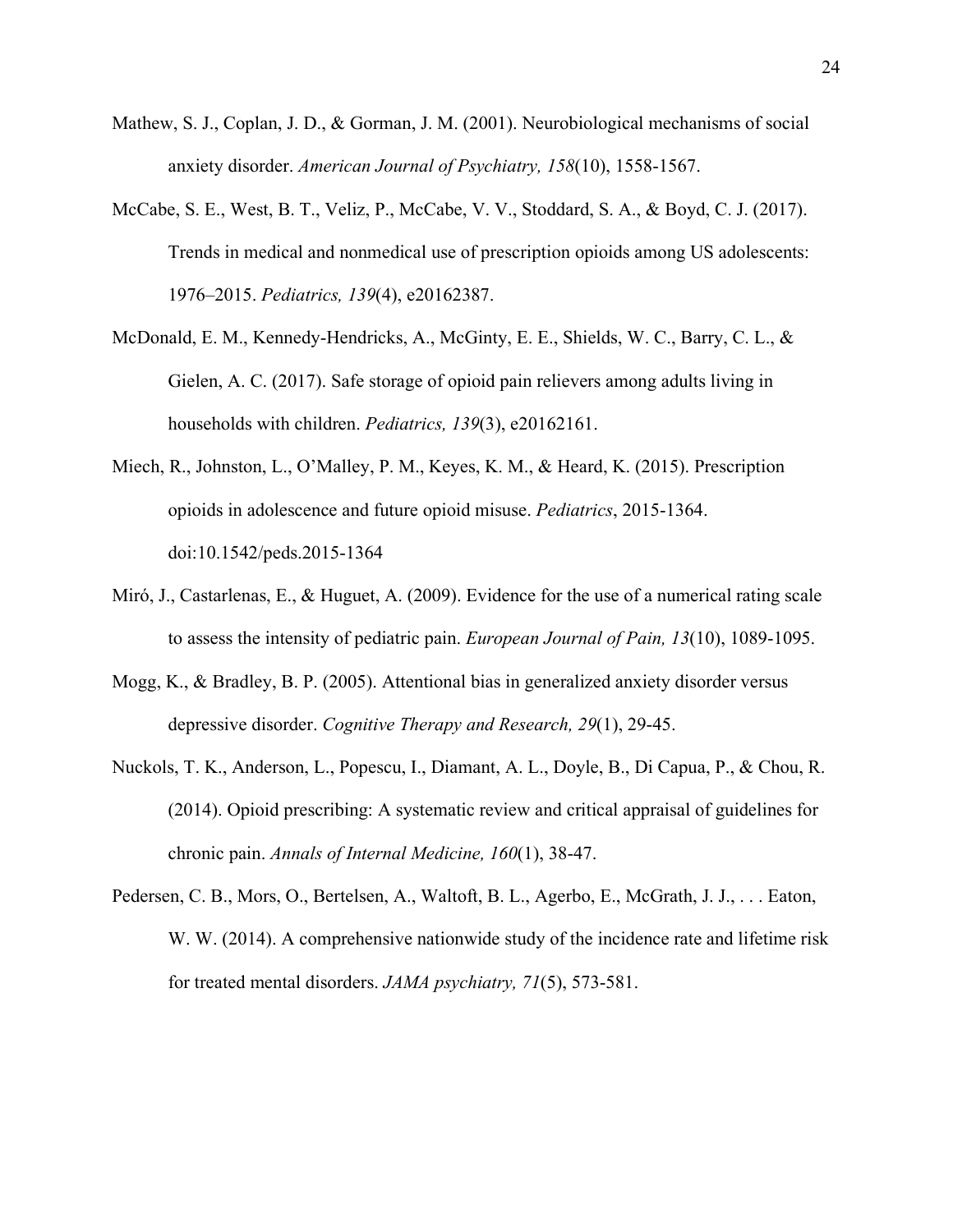Mathew, S. J., Coplan, J. D., & Gorman, J. M. (2001). Neurobiological mechanisms of social anxiety disorder. *American Journal of Psychiatry, 158*(10), 1558-1567.

McCabe, S. E., West, B. T., Veliz, P., McCabe, V. V., Stoddard, S. A., & Boyd, C. J. (2017). Trends in medical and nonmedical use of prescription opioids among US adolescents: 1976–2015. *Pediatrics, 139*(4), e20162387.

McDonald, E. M., Kennedy-Hendricks, A., McGinty, E. E., Shields, W. C., Barry, C. L., & Gielen, A. C. (2017). Safe storage of opioid pain relievers among adults living in households with children. *Pediatrics, 139*(3), e20162161.

Miech, R., Johnston, L., O'Malley, P. M., Keyes, K. M., & Heard, K. (2015). Prescription opioids in adolescence and future opioid misuse. *Pediatrics*, 2015-1364. doi:10.1542/peds.2015-1364

Miró, J., Castarlenas, E., & Huguet, A. (2009). Evidence for the use of a numerical rating scale to assess the intensity of pediatric pain. *European Journal of Pain, 13*(10), 1089-1095.

Mogg, K., & Bradley, B. P. (2005). Attentional bias in generalized anxiety disorder versus depressive disorder. *Cognitive Therapy and Research, 29*(1), 29-45.

Nuckols, T. K., Anderson, L., Popescu, I., Diamant, A. L., Doyle, B., Di Capua, P., & Chou, R. (2014). Opioid prescribing: A systematic review and critical appraisal of guidelines for chronic pain. *Annals of Internal Medicine, 160*(1), 38-47.

Pedersen, C. B., Mors, O., Bertelsen, A., Waltoft, B. L., Agerbo, E., McGrath, J. J., . . . Eaton, W. W. (2014). A comprehensive nationwide study of the incidence rate and lifetime risk for treated mental disorders. *JAMA psychiatry, 71*(5), 573-581.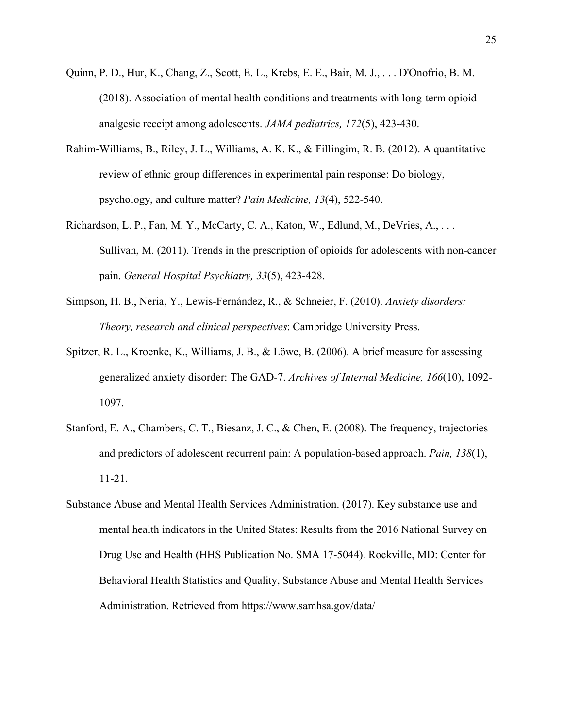Quinn, P. D., Hur, K., Chang, Z., Scott, E. L., Krebs, E. E., Bair, M. J., . . . D'Onofrio, B. M. (2018). Association of mental health conditions and treatments with long-term opioid analgesic receipt among adolescents. *JAMA pediatrics, 172*(5), 423-430.

Rahim-Williams, B., Riley, J. L., Williams, A. K. K., & Fillingim, R. B. (2012). A quantitative review of ethnic group differences in experimental pain response: Do biology, psychology, and culture matter? *Pain Medicine, 13*(4), 522-540.

Richardson, L. P., Fan, M. Y., McCarty, C. A., Katon, W., Edlund, M., DeVries, A., . . . Sullivan, M. (2011). Trends in the prescription of opioids for adolescents with non-cancer pain. *General Hospital Psychiatry, 33*(5), 423-428.

Simpson, H. B., Neria, Y., Lewis-Fernández, R., & Schneier, F. (2010). *Anxiety disorders: Theory, research and clinical perspectives*: Cambridge University Press.

Spitzer, R. L., Kroenke, K., Williams, J. B., & Löwe, B. (2006). A brief measure for assessing generalized anxiety disorder: The GAD-7. *Archives of Internal Medicine, 166*(10), 1092-1097.

Stanford, E. A., Chambers, C. T., Biesanz, J. C., & Chen, E. (2008). The frequency, trajectories and predictors of adolescent recurrent pain: A population-based approach. *Pain, 138*(1), 11-21.

Substance Abuse and Mental Health Services Administration. (2017). Key substance use and mental health indicators in the United States: Results from the 2016 National Survey on Drug Use and Health (HHS Publication No. SMA 17-5044). Rockville, MD: Center for Behavioral Health Statistics and Quality, Substance Abuse and Mental Health Services Administration. Retrieved from https://www.samhsa.gov/data/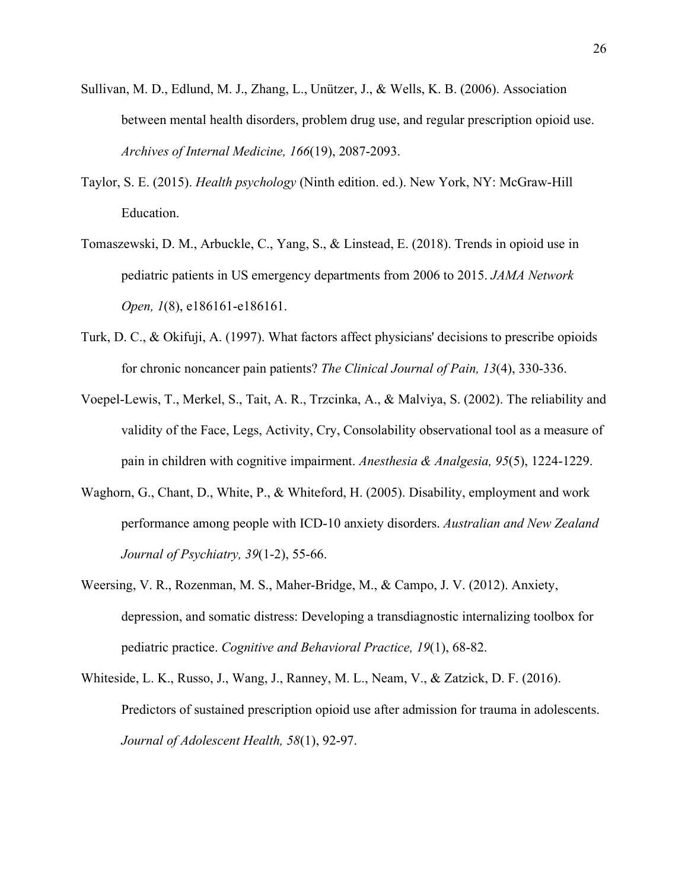Sullivan, M. D., Edlund, M. J., Zhang, L., Unützer, J., & Wells, K. B. (2006). Association between mental health disorders, problem drug use, and regular prescription opioid use. *Archives of Internal Medicine, 166*(19), 2087-2093.

Taylor, S. E. (2015). *Health psychology* (Ninth edition. ed.). New York, NY: McGraw-Hill Education.

Tomaszewski, D. M., Arbuckle, C., Yang, S., & Linstead, E. (2018). Trends in opioid use in pediatric patients in US emergency departments from 2006 to 2015. *JAMA Network Open, 1*(8), e186161-e186161.

Turk, D. C., & Okifuji, A. (1997). What factors affect physicians' decisions to prescribe opioids for chronic noncancer pain patients? *The Clinical Journal of Pain, 13*(4), 330-336.

Voepel-Lewis, T., Merkel, S., Tait, A. R., Trzcinka, A., & Malviya, S. (2002). The reliability and validity of the Face, Legs, Activity, Cry, Consolability observational tool as a measure of pain in children with cognitive impairment. *Anesthesia & Analgesia, 95*(5), 1224-1229.

Waghorn, G., Chant, D., White, P., & Whiteford, H. (2005). Disability, employment and work performance among people with ICD-10 anxiety disorders. *Australian and New Zealand Journal of Psychiatry, 39*(1-2), 55-66.

Weersing, V. R., Rozenman, M. S., Maher-Bridge, M., & Campo, J. V. (2012). Anxiety, depression, and somatic distress: Developing a transdiagnostic internalizing toolbox for pediatric practice. *Cognitive and Behavioral Practice, 19*(1), 68-82.

Whiteside, L. K., Russo, J., Wang, J., Ranney, M. L., Neam, V., & Zatzick, D. F. (2016). Predictors of sustained prescription opioid use after admission for trauma in adolescents. *Journal of Adolescent Health, 58*(1), 92-97.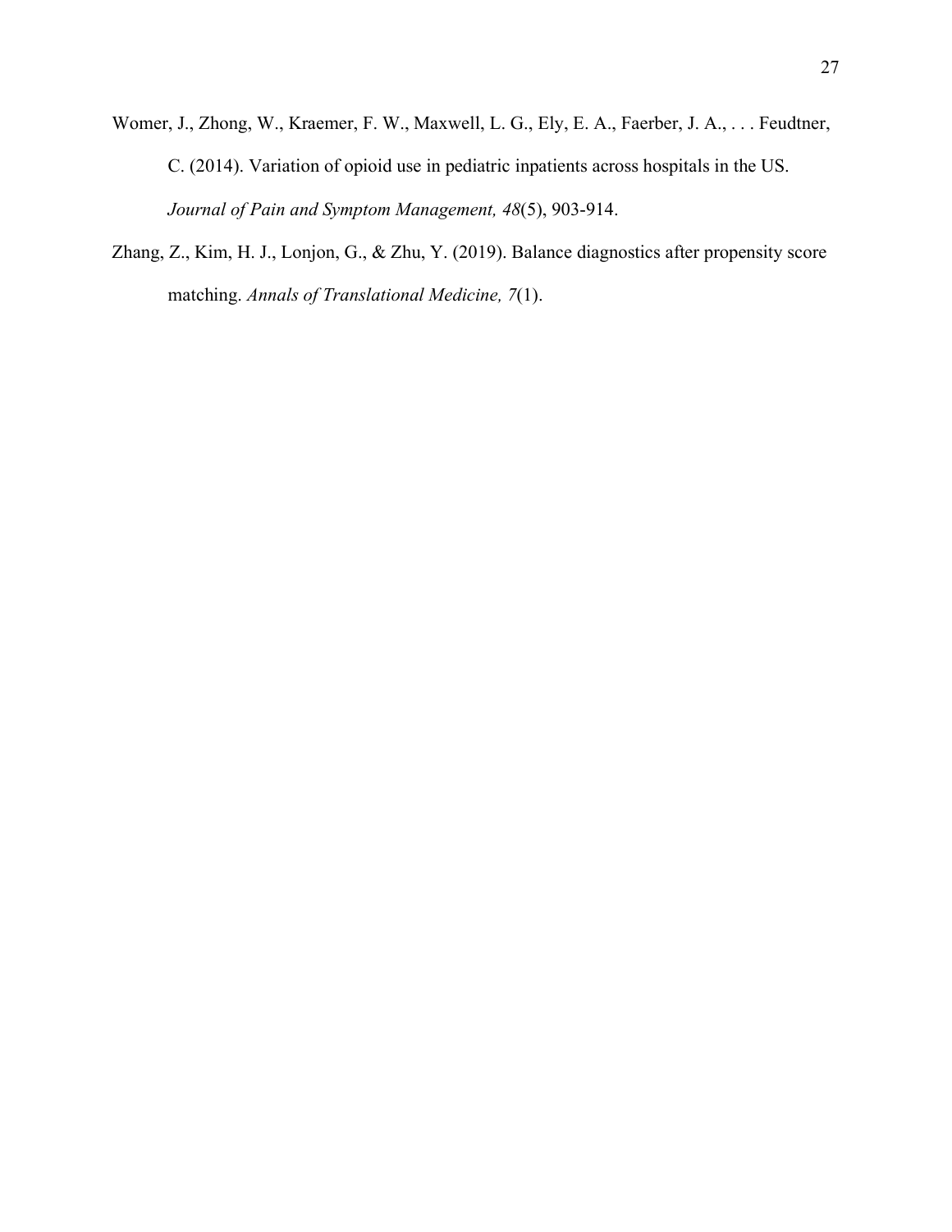Womer, J., Zhong, W., Kraemer, F. W., Maxwell, L. G., Ely, E. A., Faerber, J. A., . . . Feudtner, C. (2014). Variation of opioid use in pediatric inpatients across hospitals in the US. *Journal of Pain and Symptom Management, 48*(5), 903-914.

Zhang, Z., Kim, H. J., Lonjon, G., & Zhu, Y. (2019). Balance diagnostics after propensity score matching. *Annals of Translational Medicine, 7*(1).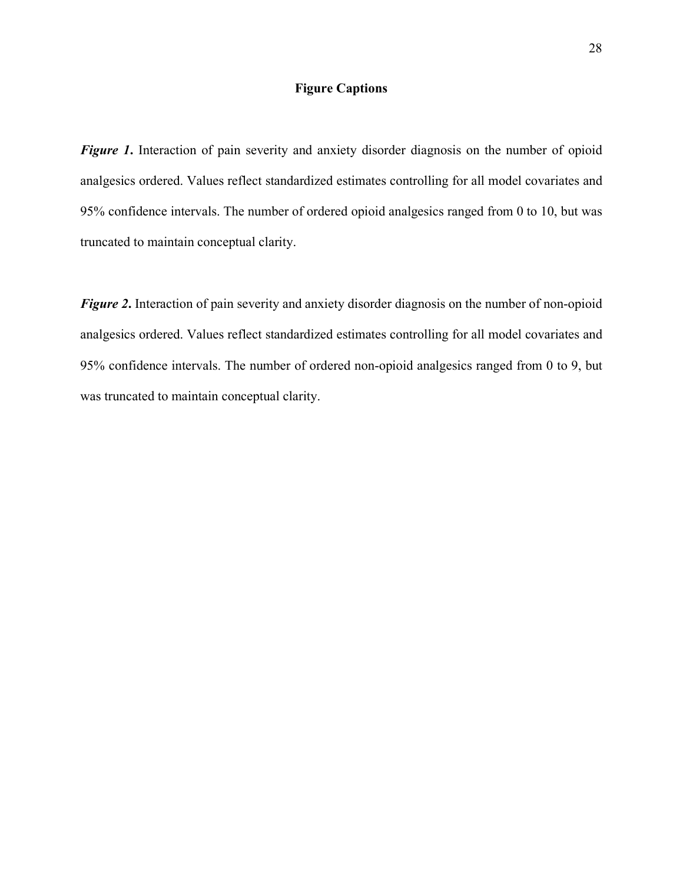## Figure Captions

***Figure 1*.** Interaction of pain severity and anxiety disorder diagnosis on the number of opioid analgesics ordered. Values reflect standardized estimates controlling for all model covariates and 95% confidence intervals. The number of ordered opioid analgesics ranged from 0 to 10, but was truncated to maintain conceptual clarity.

***Figure 2*.** Interaction of pain severity and anxiety disorder diagnosis on the number of non-opioid analgesics ordered. Values reflect standardized estimates controlling for all model covariates and 95% confidence intervals. The number of ordered non-opioid analgesics ranged from 0 to 9, but was truncated to maintain conceptual clarity.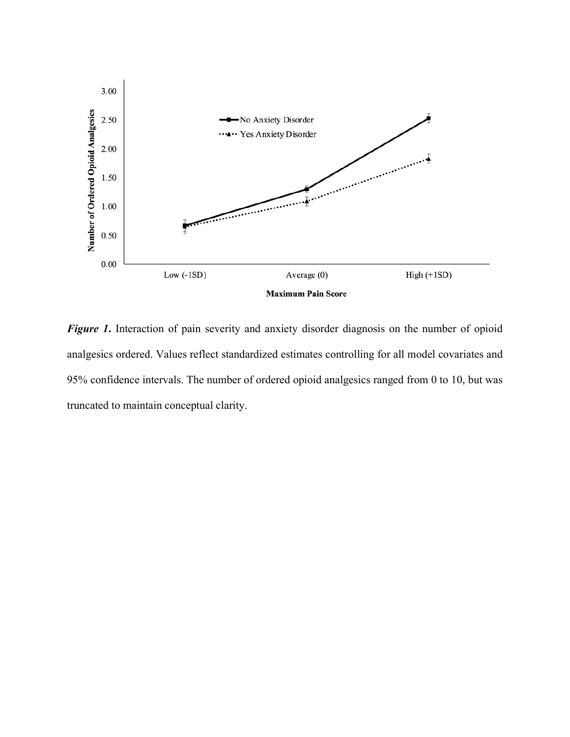*Figure 1*. Interaction of pain severity and anxiety disorder diagnosis on the number of opioid analgesics ordered. Values reflect standardized estimates controlling for all model covariates and 95% confidence intervals. The number of ordered opioid analgesics ranged from 0 to 10, but was truncated to maintain conceptual clarity.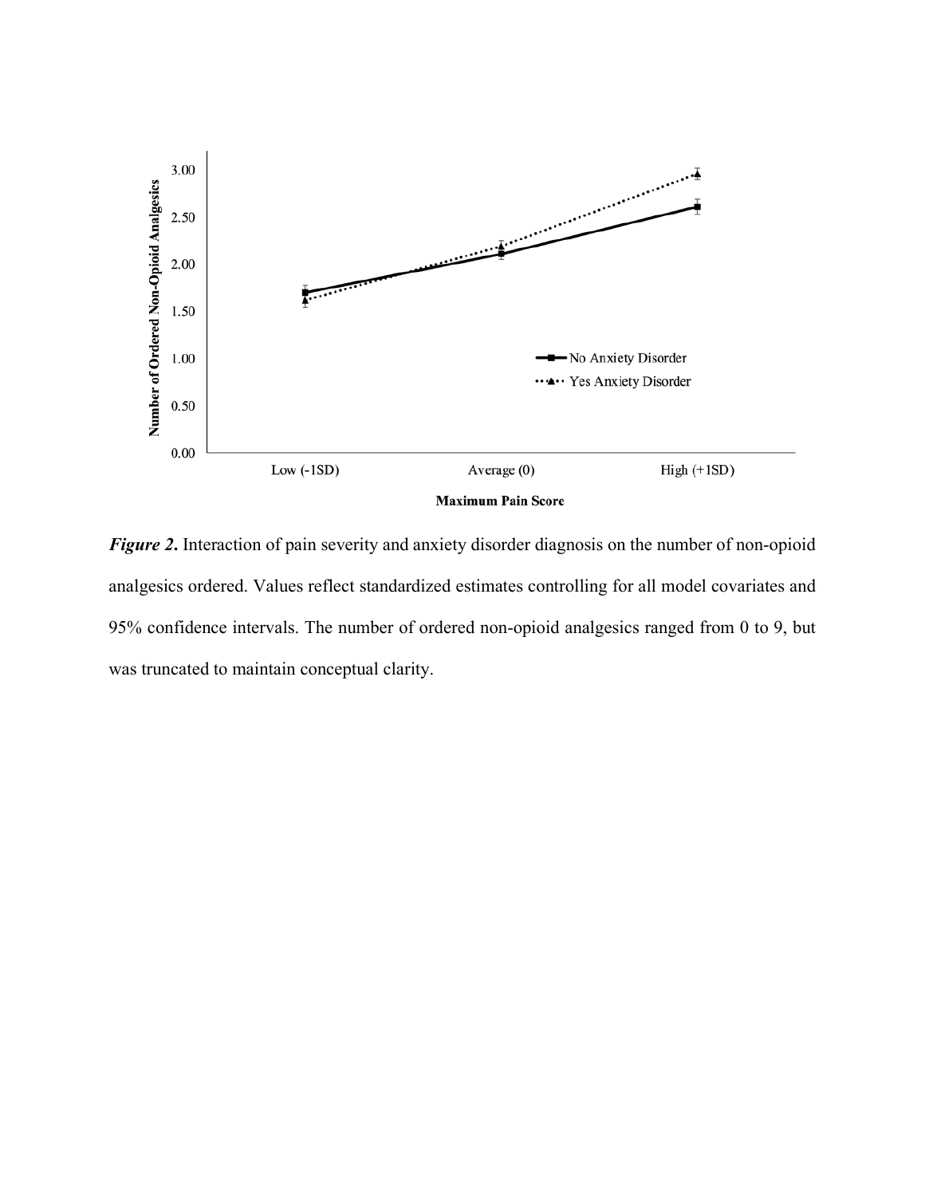*Figure 2***.** Interaction of pain severity and anxiety disorder diagnosis on the number of non-opioid analgesics ordered. Values reflect standardized estimates controlling for all model covariates and 95% confidence intervals. The number of ordered non-opioid analgesics ranged from 0 to 9, but was truncated to maintain conceptual clarity.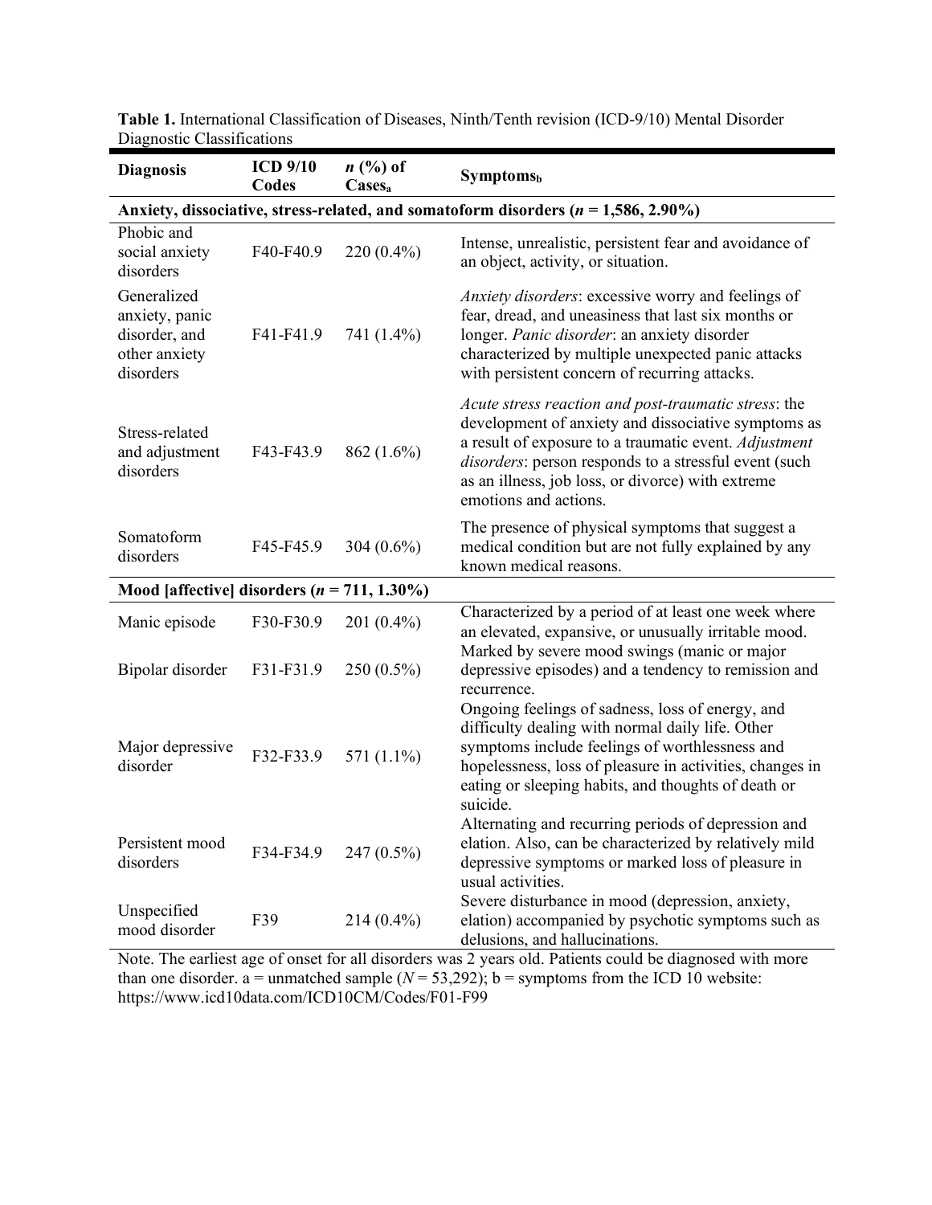**Table 1.** International Classification of Diseases, Ninth/Tenth revision (ICD-9/10) Mental Disorder Diagnostic Classifications

| Diagnosis | ICD 9/10 Codes | *n* (%) of Cases[a] | Symptoms[b] |
|---|---|---|---|
| **Anxiety, dissociative, stress-related, and somatoform disorders (*n* = 1,586, 2.90%)** | | | |
| Phobic and social anxiety disorders | F40-F40.9 | 220 (0.4%) | Intense, unrealistic, persistent fear and avoidance of an object, activity, or situation. |
| Generalized anxiety, panic disorder, and other anxiety disorders | F41-F41.9 | 741 (1.4%) | *Anxiety disorders*: excessive worry and feelings of fear, dread, and uneasiness that last six months or longer. *Panic disorder*: an anxiety disorder characterized by multiple unexpected panic attacks with persistent concern of recurring attacks. |
| Stress-related and adjustment disorders | F43-F43.9 | 862 (1.6%) | *Acute stress reaction and post-traumatic stress*: the development of anxiety and dissociative symptoms as a result of exposure to a traumatic event. *Adjustment disorders*: person responds to a stressful event (such as an illness, job loss, or divorce) with extreme emotions and actions. |
| Somatoform disorders | F45-F45.9 | 304 (0.6%) | The presence of physical symptoms that suggest a medical condition but are not fully explained by any known medical reasons. |
| **Mood [affective] disorders (*n* = 711, 1.30%)** | | | |
| Manic episode | F30-F30.9 | 201 (0.4%) | Characterized by a period of at least one week where an elevated, expansive, or unusually irritable mood. |
| Bipolar disorder | F31-F31.9 | 250 (0.5%) | Marked by severe mood swings (manic or major depressive episodes) and a tendency to remission and recurrence. |
| Major depressive disorder | F32-F33.9 | 571 (1.1%) | Ongoing feelings of sadness, loss of energy, and difficulty dealing with normal daily life. Other symptoms include feelings of worthlessness and hopelessness, loss of pleasure in activities, changes in eating or sleeping habits, and thoughts of death or suicide. |
| Persistent mood disorders | F34-F34.9 | 247 (0.5%) | Alternating and recurring periods of depression and elation. Also, can be characterized by relatively mild depressive symptoms or marked loss of pleasure in usual activities. |
| Unspecified mood disorder | F39 | 214 (0.4%) | Severe disturbance in mood (depression, anxiety, elation) accompanied by psychotic symptoms such as delusions, and hallucinations. |

Note. The earliest age of onset for all disorders was 2 years old. Patients could be diagnosed with more than one disorder. a = unmatched sample (*N* = 53,292); b = symptoms from the ICD 10 website: https://www.icd10data.com/ICD10CM/Codes/F01-F99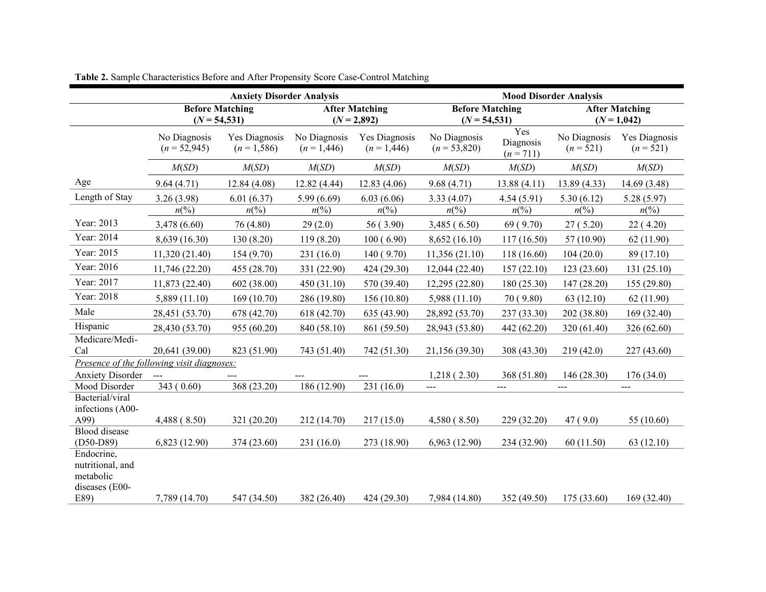**Table 2.** Sample Characteristics Before and After Propensity Score Case-Control Matching

| | Anxiety Disorder Analysis | | | | Mood Disorder Analysis | | | |
|---|---|---|---|---|---|---|---|---|
| | Before Matching ($N$ = 54,531) | | After Matching ($N$ = 2,892) | | Before Matching ($N$ = 54,531) | | After Matching ($N$ = 1,042) | |
| | No Diagnosis ($n$ = 52,945) | Yes Diagnosis ($n$ = 1,586) | No Diagnosis ($n$ = 1,446) | Yes Diagnosis ($n$ = 1,446) | No Diagnosis ($n$ = 53,820) | Yes Diagnosis ($n$ = 711) | No Diagnosis ($n$ = 521) | Yes Diagnosis ($n$ = 521) |
| | *M*(*SD*) | *M*(*SD*) | *M*(*SD*) | *M*(*SD*) | *M*(*SD*) | *M*(*SD*) | *M*(*SD*) | *M*(*SD*) |
| Age | 9.64 (4.71) | 12.84 (4.08) | 12.82 (4.44) | 12.83 (4.06) | 9.68 (4.71) | 13.88 (4.11) | 13.89 (4.33) | 14.69 (3.48) |
| Length of Stay | 3.26 (3.98) | 6.01 (6.37) | 5.99 (6.69) | 6.03 (6.06) | 3.33 (4.07) | 4.54 (5.91) | 5.30 (6.12) | 5.28 (5.97) |
| | *n*(%) | *n*(%) | *n*(%) | *n*(%) | *n*(%) | *n*(%) | *n*(%) | *n*(%) |
| Year: 2013 | 3,478 (6.60) | 76 (4.80) | 29 (2.0) | 56 ( 3.90) | 3,485 ( 6.50) | 69 ( 9.70) | 27 ( 5.20) | 22 ( 4.20) |
| Year: 2014 | 8,639 (16.30) | 130 (8.20) | 119 (8.20) | 100 ( 6.90) | 8,652 (16.10) | 117 (16.50) | 57 (10.90) | 62 (11.90) |
| Year: 2015 | 11,320 (21.40) | 154 (9.70) | 231 (16.0) | 140 ( 9.70) | 11,356 (21.10) | 118 (16.60) | 104 (20.0) | 89 (17.10) |
| Year: 2016 | 11,746 (22.20) | 455 (28.70) | 331 (22.90) | 424 (29.30) | 12,044 (22.40) | 157 (22.10) | 123 (23.60) | 131 (25.10) |
| Year: 2017 | 11,873 (22.40) | 602 (38.00) | 450 (31.10) | 570 (39.40) | 12,295 (22.80) | 180 (25.30) | 147 (28.20) | 155 (29.80) |
| Year: 2018 | 5,889 (11.10) | 169 (10.70) | 286 (19.80) | 156 (10.80) | 5,988 (11.10) | 70 ( 9.80) | 63 (12.10) | 62 (11.90) |
| Male | 28,451 (53.70) | 678 (42.70) | 618 (42.70) | 635 (43.90) | 28,892 (53.70) | 237 (33.30) | 202 (38.80) | 169 (32.40) |
| Hispanic | 28,430 (53.70) | 955 (60.20) | 840 (58.10) | 861 (59.50) | 28,943 (53.80) | 442 (62.20) | 320 (61.40) | 326 (62.60) |
| Medicare/Medi-Cal | 20,641 (39.00) | 823 (51.90) | 743 (51.40) | 742 (51.30) | 21,156 (39.30) | 308 (43.30) | 219 (42.0) | 227 (43.60) |
| *Presence of the following visit diagnoses:* | | | | | | | | |
| Anxiety Disorder | --- | --- | --- | --- | 1,218 ( 2.30) | 368 (51.80) | 146 (28.30) | 176 (34.0) |
| Mood Disorder | 343 ( 0.60) | 368 (23.20) | 186 (12.90) | 231 (16.0) | --- | --- | --- | --- |
| Bacterial/viral infections (A00-A99) | 4,488 ( 8.50) | 321 (20.20) | 212 (14.70) | 217 (15.0) | 4,580 ( 8.50) | 229 (32.20) | 47 ( 9.0) | 55 (10.60) |
| Blood disease (D50-D89) | 6,823 (12.90) | 374 (23.60) | 231 (16.0) | 273 (18.90) | 6,963 (12.90) | 234 (32.90) | 60 (11.50) | 63 (12.10) |
| Endocrine, nutritional, and metabolic diseases (E00-E89) | 7,789 (14.70) | 547 (34.50) | 382 (26.40) | 424 (29.30) | 7,984 (14.80) | 352 (49.50) | 175 (33.60) | 169 (32.40) |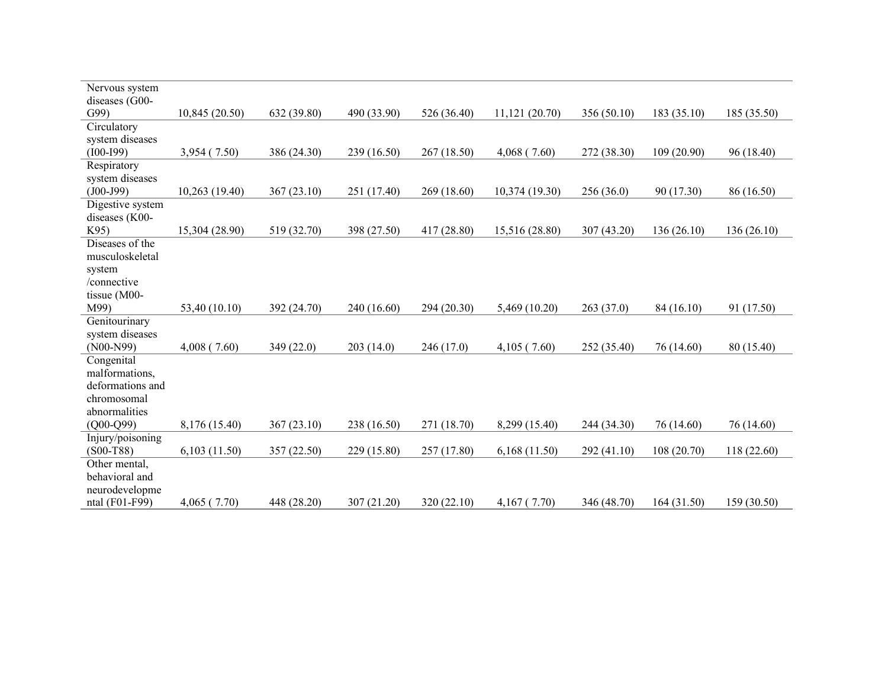| | | | | | | | | |
|---|---|---|---|---|---|---|---|---|
| Nervous system diseases (G00-G99) | 10,845 (20.50) | 632 (39.80) | 490 (33.90) | 526 (36.40) | 11,121 (20.70) | 356 (50.10) | 183 (35.10) | 185 (35.50) |
| Circulatory system diseases (I00-I99) | 3,954 ( 7.50) | 386 (24.30) | 239 (16.50) | 267 (18.50) | 4,068 ( 7.60) | 272 (38.30) | 109 (20.90) | 96 (18.40) |
| Respiratory system diseases (J00-J99) | 10,263 (19.40) | 367 (23.10) | 251 (17.40) | 269 (18.60) | 10,374 (19.30) | 256 (36.0) | 90 (17.30) | 86 (16.50) |
| Digestive system diseases (K00-K95) | 15,304 (28.90) | 519 (32.70) | 398 (27.50) | 417 (28.80) | 15,516 (28.80) | 307 (43.20) | 136 (26.10) | 136 (26.10) |
| Diseases of the musculoskeletal system /connective tissue (M00-M99) | 53,40 (10.10) | 392 (24.70) | 240 (16.60) | 294 (20.30) | 5,469 (10.20) | 263 (37.0) | 84 (16.10) | 91 (17.50) |
| Genitourinary system diseases (N00-N99) | 4,008 ( 7.60) | 349 (22.0) | 203 (14.0) | 246 (17.0) | 4,105 ( 7.60) | 252 (35.40) | 76 (14.60) | 80 (15.40) |
| Congenital malformations, deformations and chromosomal abnormalities (Q00-Q99) | 8,176 (15.40) | 367 (23.10) | 238 (16.50) | 271 (18.70) | 8,299 (15.40) | 244 (34.30) | 76 (14.60) | 76 (14.60) |
| Injury/poisoning (S00-T88) | 6,103 (11.50) | 357 (22.50) | 229 (15.80) | 257 (17.80) | 6,168 (11.50) | 292 (41.10) | 108 (20.70) | 118 (22.60) |
| Other mental, behavioral and neurodevelopmental (F01-F99) | 4,065 ( 7.70) | 448 (28.20) | 307 (21.20) | 320 (22.10) | 4,167 ( 7.70) | 346 (48.70) | 164 (31.50) | 159 (30.50) |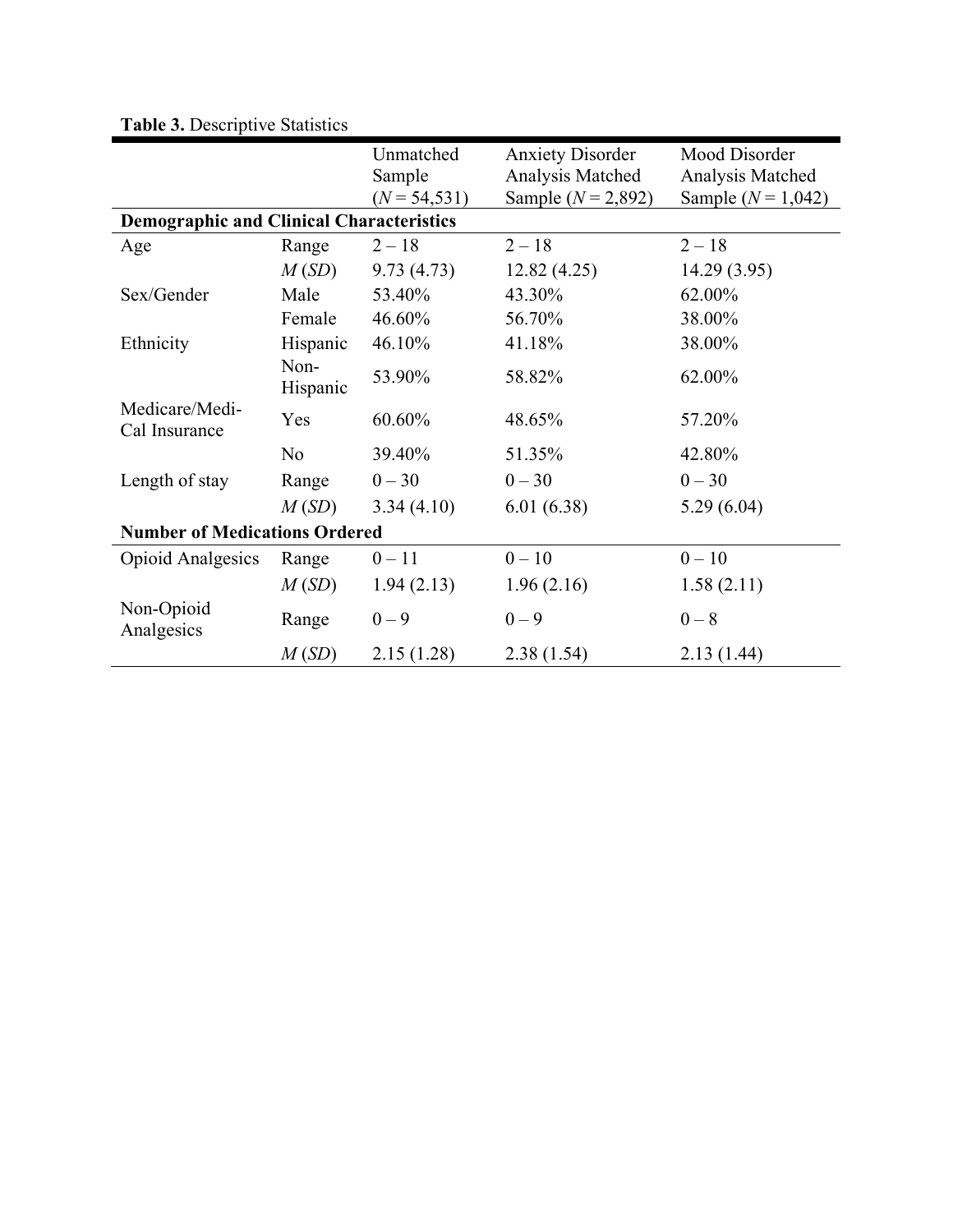**Table 3.** Descriptive Statistics

| | | Unmatched Sample (*N* = 54,531) | Anxiety Disorder Analysis Matched Sample (*N* = 2,892) | Mood Disorder Analysis Matched Sample (*N* = 1,042) |
|---|---|---|---|---|
| **Demographic and Clinical Characteristics** | | | | |
| Age | Range | 2 – 18 | 2 – 18 | 2 – 18 |
| | *M* (*SD*) | 9.73 (4.73) | 12.82 (4.25) | 14.29 (3.95) |
| Sex/Gender | Male | 53.40% | 43.30% | 62.00% |
| | Female | 46.60% | 56.70% | 38.00% |
| Ethnicity | Hispanic | 46.10% | 41.18% | 38.00% |
| | Non-Hispanic | 53.90% | 58.82% | 62.00% |
| Medicare/Medi-Cal Insurance | Yes | 60.60% | 48.65% | 57.20% |
| | No | 39.40% | 51.35% | 42.80% |
| Length of stay | Range | 0 – 30 | 0 – 30 | 0 – 30 |
| | *M* (*SD*) | 3.34 (4.10) | 6.01 (6.38) | 5.29 (6.04) |
| **Number of Medications Ordered** | | | | |
| Opioid Analgesics | Range | 0 – 11 | 0 – 10 | 0 – 10 |
| | *M* (*SD*) | 1.94 (2.13) | 1.96 (2.16) | 1.58 (2.11) |
| Non-Opioid Analgesics | Range | 0 – 9 | 0 – 9 | 0 – 8 |
| | *M* (*SD*) | 2.15 (1.28) | 2.38 (1.54) | 2.13 (1.44) |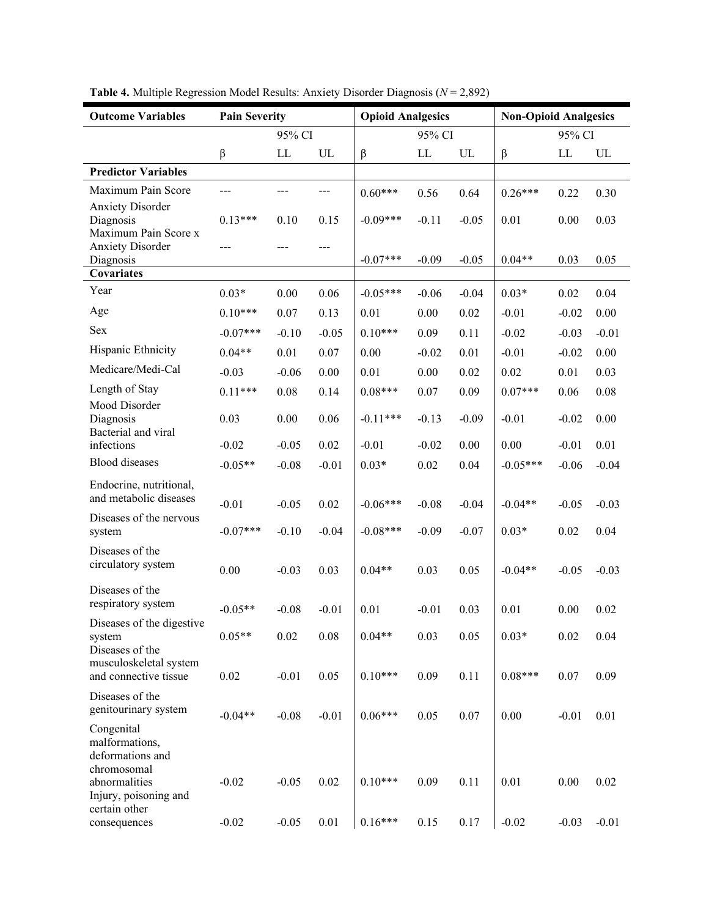**Table 4.** Multiple Regression Model Results: Anxiety Disorder Diagnosis (*N* = 2,892)

| Outcome Variables | Pain Severity | | | Opioid Analgesics | | | Non-Opioid Analgesics | | |
|---|---|---|---|---|---|---|---|---|---|
| | | 95% CI | | | 95% CI | | | 95% CI | |
| | β | LL | UL | β | LL | UL | β | LL | UL |
| **Predictor Variables** | | | | | | | | | |
| Maximum Pain Score | --- | --- | --- | 0.60*** | 0.56 | 0.64 | 0.26*** | 0.22 | 0.30 |
| Anxiety Disorder Diagnosis | 0.13*** | 0.10 | 0.15 | -0.09*** | -0.11 | -0.05 | 0.01 | 0.00 | 0.03 |
| Maximum Pain Score x Anxiety Disorder Diagnosis | --- | --- | --- | -0.07*** | -0.09 | -0.05 | 0.04** | 0.03 | 0.05 |
| **Covariates** | | | | | | | | | |
| Year | 0.03* | 0.00 | 0.06 | -0.05*** | -0.06 | -0.04 | 0.03* | 0.02 | 0.04 |
| Age | 0.10*** | 0.07 | 0.13 | 0.01 | 0.00 | 0.02 | -0.01 | -0.02 | 0.00 |
| Sex | -0.07*** | -0.10 | -0.05 | 0.10*** | 0.09 | 0.11 | -0.02 | -0.03 | -0.01 |
| Hispanic Ethnicity | 0.04** | 0.01 | 0.07 | 0.00 | -0.02 | 0.01 | -0.01 | -0.02 | 0.00 |
| Medicare/Medi-Cal | -0.03 | -0.06 | 0.00 | 0.01 | 0.00 | 0.02 | 0.02 | 0.01 | 0.03 |
| Length of Stay | 0.11*** | 0.08 | 0.14 | 0.08*** | 0.07 | 0.09 | 0.07*** | 0.06 | 0.08 |
| Mood Disorder Diagnosis | 0.03 | 0.00 | 0.06 | -0.11*** | -0.13 | -0.09 | -0.01 | -0.02 | 0.00 |
| Bacterial and viral infections | -0.02 | -0.05 | 0.02 | -0.01 | -0.02 | 0.00 | 0.00 | -0.01 | 0.01 |
| Blood diseases | -0.05** | -0.08 | -0.01 | 0.03* | 0.02 | 0.04 | -0.05*** | -0.06 | -0.04 |
| Endocrine, nutritional, and metabolic diseases | -0.01 | -0.05 | 0.02 | -0.06*** | -0.08 | -0.04 | -0.04** | -0.05 | -0.03 |
| Diseases of the nervous system | -0.07*** | -0.10 | -0.04 | -0.08*** | -0.09 | -0.07 | 0.03* | 0.02 | 0.04 |
| Diseases of the circulatory system | 0.00 | -0.03 | 0.03 | 0.04** | 0.03 | 0.05 | -0.04** | -0.05 | -0.03 |
| Diseases of the respiratory system | -0.05** | -0.08 | -0.01 | 0.01 | -0.01 | 0.03 | 0.01 | 0.00 | 0.02 |
| Diseases of the digestive system | 0.05** | 0.02 | 0.08 | 0.04** | 0.03 | 0.05 | 0.03* | 0.02 | 0.04 |
| Diseases of the musculoskeletal system and connective tissue | 0.02 | -0.01 | 0.05 | 0.10*** | 0.09 | 0.11 | 0.08*** | 0.07 | 0.09 |
| Diseases of the genitourinary system | -0.04** | -0.08 | -0.01 | 0.06*** | 0.05 | 0.07 | 0.00 | -0.01 | 0.01 |
| Congenital malformations, deformations and chromosomal abnormalities | -0.02 | -0.05 | 0.02 | 0.10*** | 0.09 | 0.11 | 0.01 | 0.00 | 0.02 |
| Injury, poisoning and certain other consequences | -0.02 | -0.05 | 0.01 | 0.16*** | 0.15 | 0.17 | -0.02 | -0.03 | -0.01 |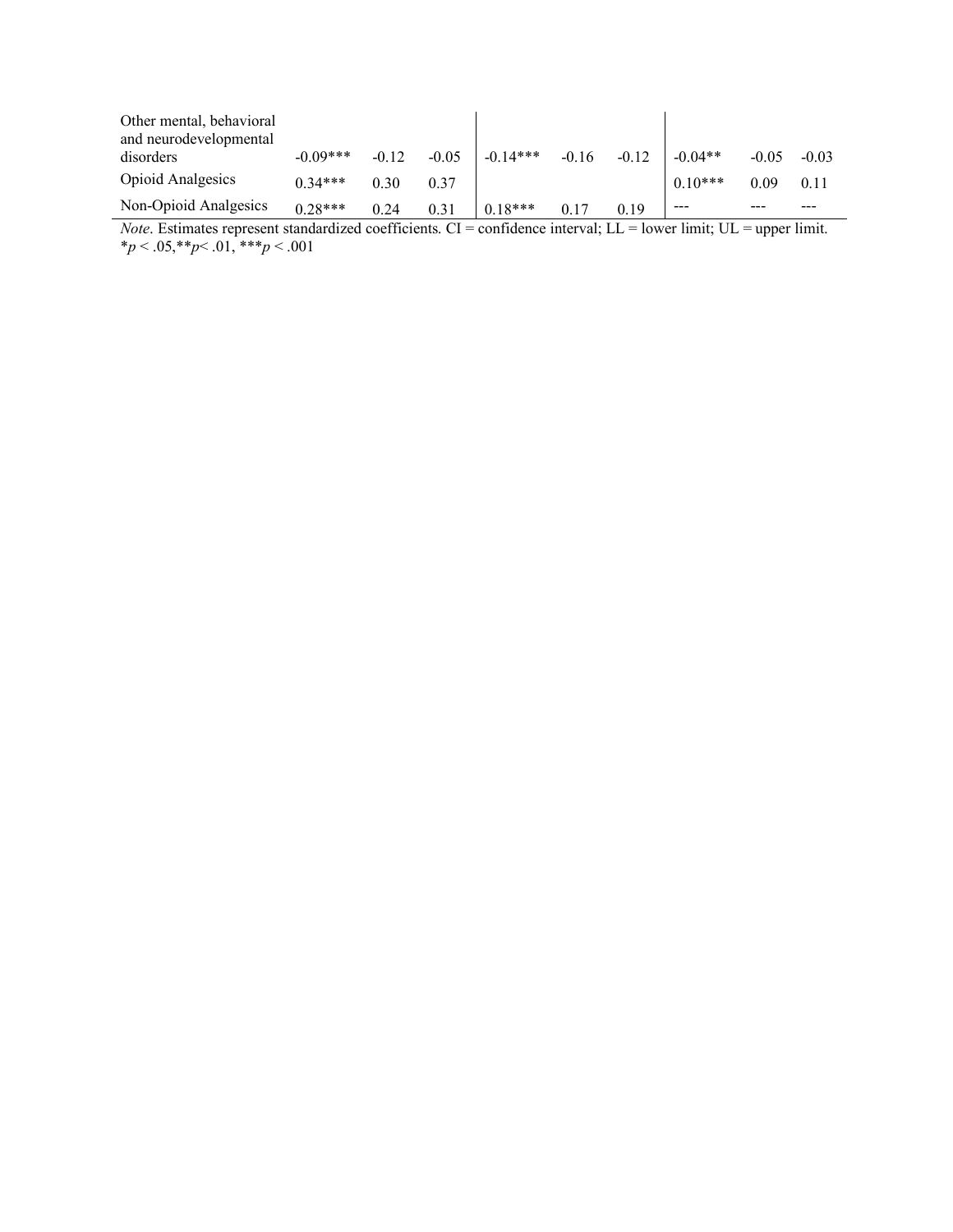| | | | | | | | | | |
|---|---|---|---|---|---|---|---|---|---|
| Other mental, behavioral and neurodevelopmental disorders | -0.09*** | -0.12 | -0.05 | -0.14*** | -0.16 | -0.12 | -0.04** | -0.05 | -0.03 |
| Opioid Analgesics | 0.34*** | 0.30 | 0.37 | | | | 0.10*** | 0.09 | 0.11 |
| Non-Opioid Analgesics | 0.28*** | 0.24 | 0.31 | 0.18*** | 0.17 | 0.19 | --- | --- | --- |

*Note*. Estimates represent standardized coefficients. CI = confidence interval; LL = lower limit; UL = upper limit.
\**p* < .05,\*\**p*< .01, \*\*\**p* < .001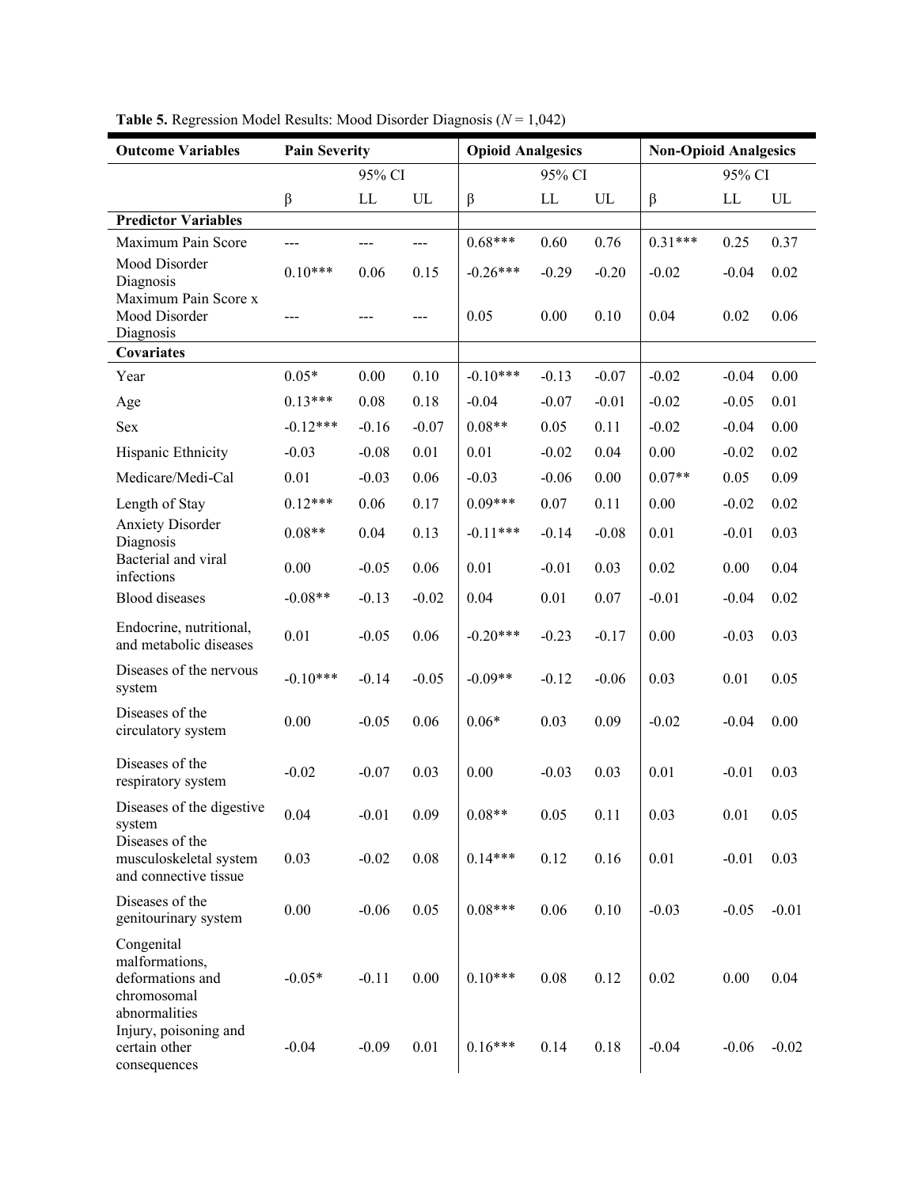**Table 5.** Regression Model Results: Mood Disorder Diagnosis ($N$ = 1,042)

| **Outcome Variables** | **Pain Severity** | | | **Opioid Analgesics** | | | **Non-Opioid Analgesics** | | |
|---|---|---|---|---|---|---|---|---|---|
| | | 95% CI | | | 95% CI | | | 95% CI | |
| | β | LL | UL | β | LL | UL | β | LL | UL |
| **Predictor Variables** | | | | | | | | | |
| Maximum Pain Score | --- | --- | --- | 0.68*** | 0.60 | 0.76 | 0.31*** | 0.25 | 0.37 |
| Mood Disorder Diagnosis | 0.10*** | 0.06 | 0.15 | -0.26*** | -0.29 | -0.20 | -0.02 | -0.04 | 0.02 |
| Maximum Pain Score x Mood Disorder Diagnosis | --- | --- | --- | 0.05 | 0.00 | 0.10 | 0.04 | 0.02 | 0.06 |
| **Covariates** | | | | | | | | | |
| Year | 0.05* | 0.00 | 0.10 | -0.10*** | -0.13 | -0.07 | -0.02 | -0.04 | 0.00 |
| Age | 0.13*** | 0.08 | 0.18 | -0.04 | -0.07 | -0.01 | -0.02 | -0.05 | 0.01 |
| Sex | -0.12*** | -0.16 | -0.07 | 0.08** | 0.05 | 0.11 | -0.02 | -0.04 | 0.00 |
| Hispanic Ethnicity | -0.03 | -0.08 | 0.01 | 0.01 | -0.02 | 0.04 | 0.00 | -0.02 | 0.02 |
| Medicare/Medi-Cal | 0.01 | -0.03 | 0.06 | -0.03 | -0.06 | 0.00 | 0.07** | 0.05 | 0.09 |
| Length of Stay | 0.12*** | 0.06 | 0.17 | 0.09*** | 0.07 | 0.11 | 0.00 | -0.02 | 0.02 |
| Anxiety Disorder Diagnosis | 0.08** | 0.04 | 0.13 | -0.11*** | -0.14 | -0.08 | 0.01 | -0.01 | 0.03 |
| Bacterial and viral infections | 0.00 | -0.05 | 0.06 | 0.01 | -0.01 | 0.03 | 0.02 | 0.00 | 0.04 |
| Blood diseases | -0.08** | -0.13 | -0.02 | 0.04 | 0.01 | 0.07 | -0.01 | -0.04 | 0.02 |
| Endocrine, nutritional, and metabolic diseases | 0.01 | -0.05 | 0.06 | -0.20*** | -0.23 | -0.17 | 0.00 | -0.03 | 0.03 |
| Diseases of the nervous system | -0.10*** | -0.14 | -0.05 | -0.09** | -0.12 | -0.06 | 0.03 | 0.01 | 0.05 |
| Diseases of the circulatory system | 0.00 | -0.05 | 0.06 | 0.06* | 0.03 | 0.09 | -0.02 | -0.04 | 0.00 |
| Diseases of the respiratory system | -0.02 | -0.07 | 0.03 | 0.00 | -0.03 | 0.03 | 0.01 | -0.01 | 0.03 |
| Diseases of the digestive system | 0.04 | -0.01 | 0.09 | 0.08** | 0.05 | 0.11 | 0.03 | 0.01 | 0.05 |
| Diseases of the musculoskeletal system and connective tissue | 0.03 | -0.02 | 0.08 | 0.14*** | 0.12 | 0.16 | 0.01 | -0.01 | 0.03 |
| Diseases of the genitourinary system | 0.00 | -0.06 | 0.05 | 0.08*** | 0.06 | 0.10 | -0.03 | -0.05 | -0.01 |
| Congenital malformations, deformations and chromosomal abnormalities | -0.05* | -0.11 | 0.00 | 0.10*** | 0.08 | 0.12 | 0.02 | 0.00 | 0.04 |
| Injury, poisoning and certain other consequences | -0.04 | -0.09 | 0.01 | 0.16*** | 0.14 | 0.18 | -0.04 | -0.06 | -0.02 |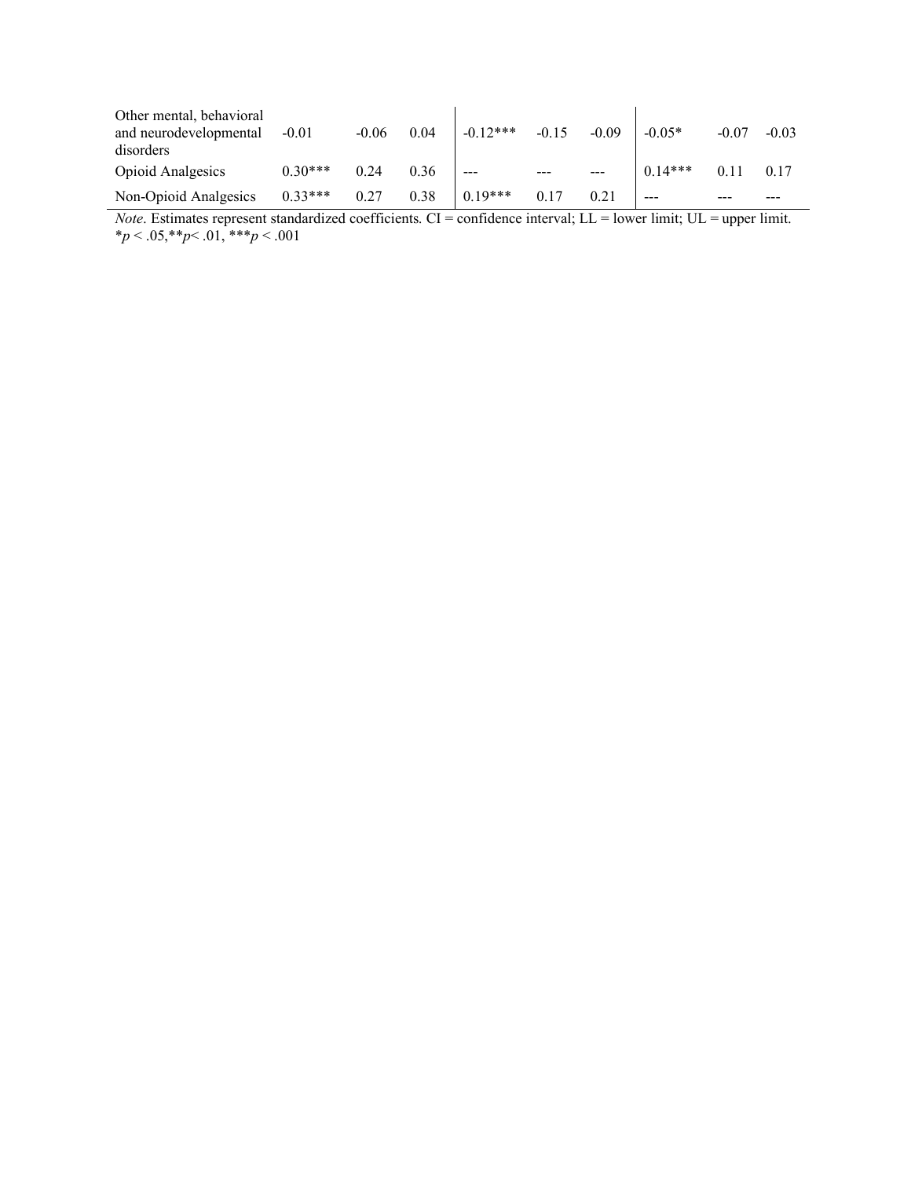| | | | | | | | | | |
|---|---|---|---|---|---|---|---|---|---|
| Other mental, behavioral and neurodevelopmental disorders | -0.01 | -0.06 | 0.04 | -0.12*** | -0.15 | -0.09 | -0.05* | -0.07 | -0.03 |
| Opioid Analgesics | 0.30*** | 0.24 | 0.36 | --- | --- | --- | 0.14*** | 0.11 | 0.17 |
| Non-Opioid Analgesics | 0.33*** | 0.27 | 0.38 | 0.19*** | 0.17 | 0.21 | --- | --- | --- |

*Note*. Estimates represent standardized coefficients. CI = confidence interval; LL = lower limit; UL = upper limit.
*$p < .05$, **$p < .01$, ***$p < .001$